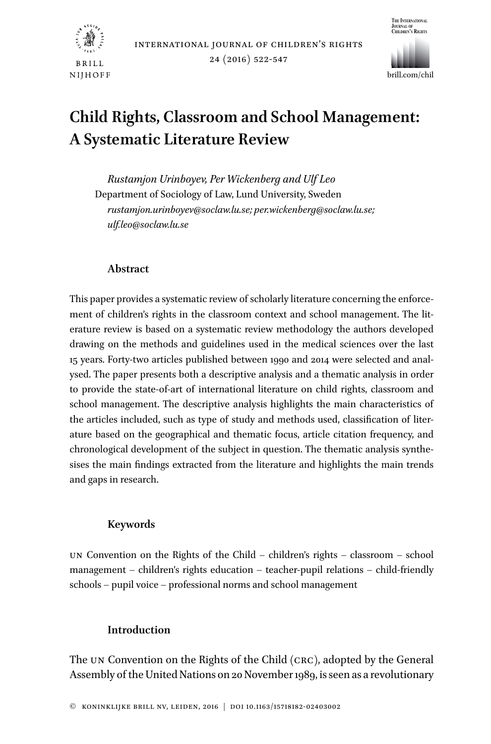# Child Rights, Classroom and School Management: A Systematic Literature Review

*Rustamjon Urinboyev, Per Wickenberg and Ulf Leo*
Department of Sociology of Law, Lund University, Sweden
*rustamjon.urinboyev@soclaw.lu.se; per.wickenberg@soclaw.lu.se; ulf.leo@soclaw.lu.se*

## Abstract

This paper provides a systematic review of scholarly literature concerning the enforcement of children's rights in the classroom context and school management. The literature review is based on a systematic review methodology the authors developed drawing on the methods and guidelines used in the medical sciences over the last 15 years. Forty-two articles published between 1990 and 2014 were selected and analysed. The paper presents both a descriptive analysis and a thematic analysis in order to provide the state-of-art of international literature on child rights, classroom and school management. The descriptive analysis highlights the main characteristics of the articles included, such as type of study and methods used, classification of literature based on the geographical and thematic focus, article citation frequency, and chronological development of the subject in question. The thematic analysis synthesises the main findings extracted from the literature and highlights the main trends and gaps in research.

## Keywords

UN Convention on the Rights of the Child – children's rights – classroom – school management – children's rights education – teacher-pupil relations – child-friendly schools – pupil voice – professional norms and school management

## Introduction

The UN Convention on the Rights of the Child (CRC), adopted by the General Assembly of the United Nations on 20 November 1989, is seen as a revolutionary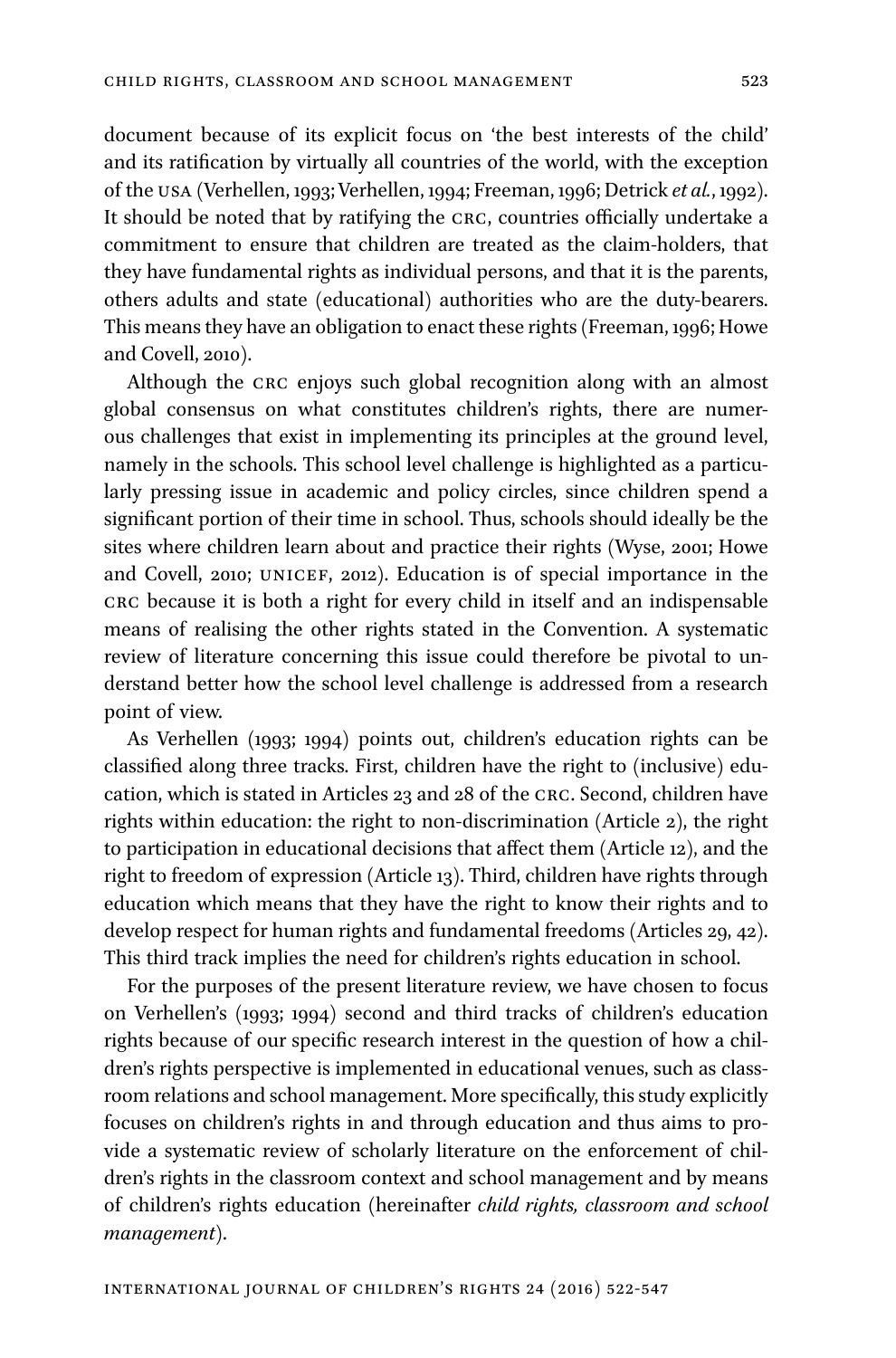document because of its explicit focus on 'the best interests of the child' and its ratification by virtually all countries of the world, with the exception of the USA (Verhellen, 1993; Verhellen, 1994; Freeman, 1996; Detrick *et al.*, 1992). It should be noted that by ratifying the CRC, countries officially undertake a commitment to ensure that children are treated as the claim-holders, that they have fundamental rights as individual persons, and that it is the parents, others adults and state (educational) authorities who are the duty-bearers. This means they have an obligation to enact these rights (Freeman, 1996; Howe and Covell, 2010).

Although the CRC enjoys such global recognition along with an almost global consensus on what constitutes children's rights, there are numerous challenges that exist in implementing its principles at the ground level, namely in the schools. This school level challenge is highlighted as a particularly pressing issue in academic and policy circles, since children spend a significant portion of their time in school. Thus, schools should ideally be the sites where children learn about and practice their rights (Wyse, 2001; Howe and Covell, 2010; UNICEF, 2012). Education is of special importance in the CRC because it is both a right for every child in itself and an indispensable means of realising the other rights stated in the Convention. A systematic review of literature concerning this issue could therefore be pivotal to understand better how the school level challenge is addressed from a research point of view.

As Verhellen (1993; 1994) points out, children's education rights can be classified along three tracks. First, children have the right to (inclusive) education, which is stated in Articles 23 and 28 of the CRC. Second, children have rights within education: the right to non-discrimination (Article 2), the right to participation in educational decisions that affect them (Article 12), and the right to freedom of expression (Article 13). Third, children have rights through education which means that they have the right to know their rights and to develop respect for human rights and fundamental freedoms (Articles 29, 42). This third track implies the need for children's rights education in school.

For the purposes of the present literature review, we have chosen to focus on Verhellen's (1993; 1994) second and third tracks of children's education rights because of our specific research interest in the question of how a children's rights perspective is implemented in educational venues, such as classroom relations and school management. More specifically, this study explicitly focuses on children's rights in and through education and thus aims to provide a systematic review of scholarly literature on the enforcement of children's rights in the classroom context and school management and by means of children's rights education (hereinafter *child rights, classroom and school management*).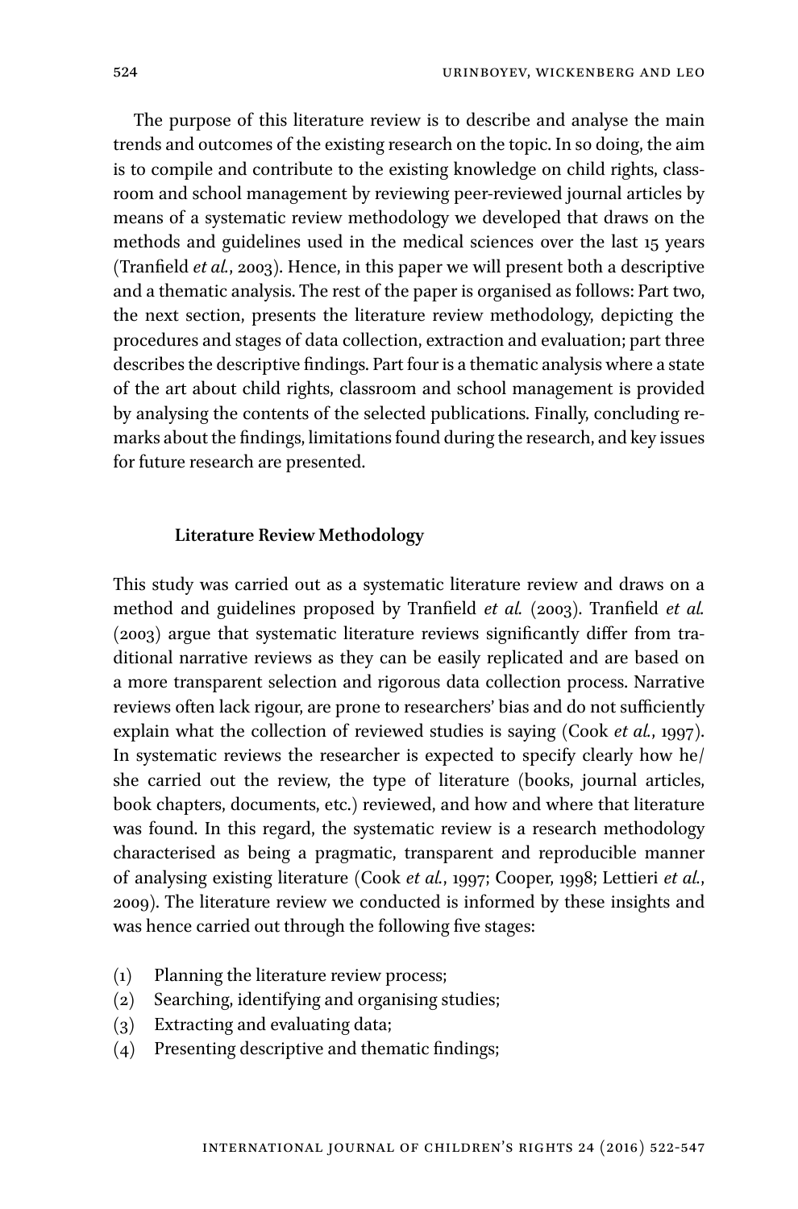The purpose of this literature review is to describe and analyse the main trends and outcomes of the existing research on the topic. In so doing, the aim is to compile and contribute to the existing knowledge on child rights, classroom and school management by reviewing peer-reviewed journal articles by means of a systematic review methodology we developed that draws on the methods and guidelines used in the medical sciences over the last 15 years (Tranfield *et al.*, 2003). Hence, in this paper we will present both a descriptive and a thematic analysis. The rest of the paper is organised as follows: Part two, the next section, presents the literature review methodology, depicting the procedures and stages of data collection, extraction and evaluation; part three describes the descriptive findings. Part four is a thematic analysis where a state of the art about child rights, classroom and school management is provided by analysing the contents of the selected publications. Finally, concluding remarks about the findings, limitations found during the research, and key issues for future research are presented.

## Literature Review Methodology

This study was carried out as a systematic literature review and draws on a method and guidelines proposed by Tranfield *et al.* (2003). Tranfield *et al.* (2003) argue that systematic literature reviews significantly differ from traditional narrative reviews as they can be easily replicated and are based on a more transparent selection and rigorous data collection process. Narrative reviews often lack rigour, are prone to researchers' bias and do not sufficiently explain what the collection of reviewed studies is saying (Cook *et al.*, 1997). In systematic reviews the researcher is expected to specify clearly how he/she carried out the review, the type of literature (books, journal articles, book chapters, documents, etc.) reviewed, and how and where that literature was found. In this regard, the systematic review is a research methodology characterised as being a pragmatic, transparent and reproducible manner of analysing existing literature (Cook *et al.*, 1997; Cooper, 1998; Lettieri *et al.*, 2009). The literature review we conducted is informed by these insights and was hence carried out through the following five stages:

(1) Planning the literature review process;
(2) Searching, identifying and organising studies;
(3) Extracting and evaluating data;
(4) Presenting descriptive and thematic findings;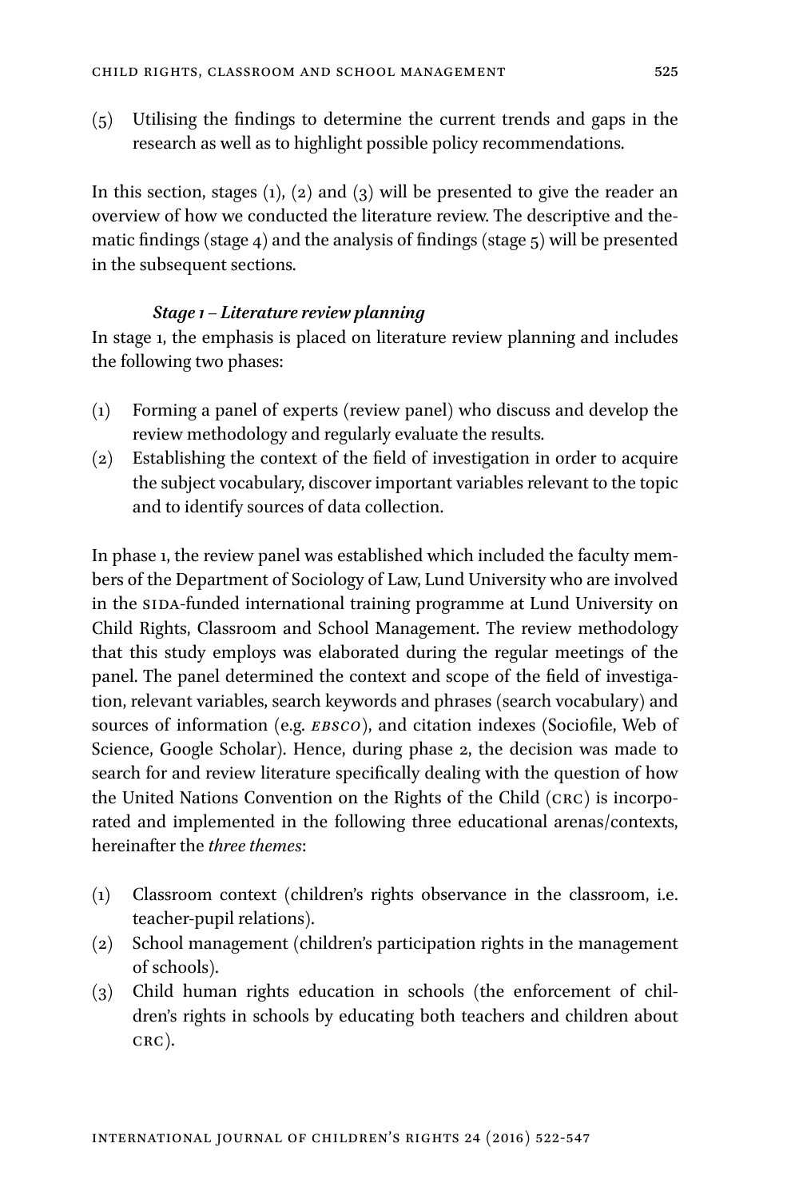(5) Utilising the findings to determine the current trends and gaps in the research as well as to highlight possible policy recommendations.

In this section, stages (1), (2) and (3) will be presented to give the reader an overview of how we conducted the literature review. The descriptive and thematic findings (stage 4) and the analysis of findings (stage 5) will be presented in the subsequent sections.

### *Stage 1 – Literature review planning*

In stage 1, the emphasis is placed on literature review planning and includes the following two phases:

(1) Forming a panel of experts (review panel) who discuss and develop the review methodology and regularly evaluate the results.
(2) Establishing the context of the field of investigation in order to acquire the subject vocabulary, discover important variables relevant to the topic and to identify sources of data collection.

In phase 1, the review panel was established which included the faculty members of the Department of Sociology of Law, Lund University who are involved in the SIDA-funded international training programme at Lund University on Child Rights, Classroom and School Management. The review methodology that this study employs was elaborated during the regular meetings of the panel. The panel determined the context and scope of the field of investigation, relevant variables, search keywords and phrases (search vocabulary) and sources of information (e.g. *EBSCO*), and citation indexes (Sociofile, Web of Science, Google Scholar). Hence, during phase 2, the decision was made to search for and review literature specifically dealing with the question of how the United Nations Convention on the Rights of the Child (CRC) is incorporated and implemented in the following three educational arenas/contexts, hereinafter the *three themes*:

(1) Classroom context (children's rights observance in the classroom, i.e. teacher-pupil relations).
(2) School management (children's participation rights in the management of schools).
(3) Child human rights education in schools (the enforcement of children's rights in schools by educating both teachers and children about CRC).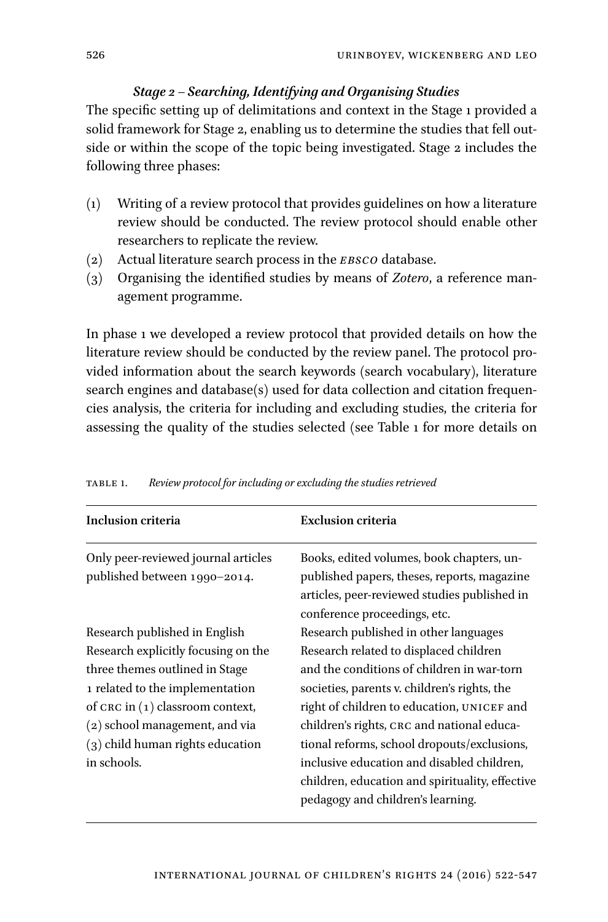*Stage 2 – Searching, Identifying and Organising Studies*

The specific setting up of delimitations and context in the Stage 1 provided a solid framework for Stage 2, enabling us to determine the studies that fell outside or within the scope of the topic being investigated. Stage 2 includes the following three phases:

(1) Writing of a review protocol that provides guidelines on how a literature review should be conducted. The review protocol should enable other researchers to replicate the review.
(2) Actual literature search process in the *EBSCO* database.
(3) Organising the identified studies by means of *Zotero*, a reference management programme.

In phase 1 we developed a review protocol that provided details on how the literature review should be conducted by the review panel. The protocol provided information about the search keywords (search vocabulary), literature search engines and database(s) used for data collection and citation frequencies analysis, the criteria for including and excluding studies, the criteria for assessing the quality of the studies selected (see Table 1 for more details on

TABLE 1. *Review protocol for including or excluding the studies retrieved*

| Inclusion criteria | Exclusion criteria |
|---|---|
| Only peer-reviewed journal articles published between 1990–2014. | Books, edited volumes, book chapters, unpublished papers, theses, reports, magazine articles, peer-reviewed studies published in conference proceedings, etc. |
| Research published in English | Research published in other languages |
| Research explicitly focusing on the three themes outlined in Stage 1 related to the implementation of CRC in (1) classroom context, (2) school management, and via (3) child human rights education in schools. | Research related to displaced children and the conditions of children in war-torn societies, parents v. children's rights, the right of children to education, UNICEF and children's rights, CRC and national educational reforms, school dropouts/exclusions, inclusive education and disabled children, children, education and spirituality, effective pedagogy and children's learning. |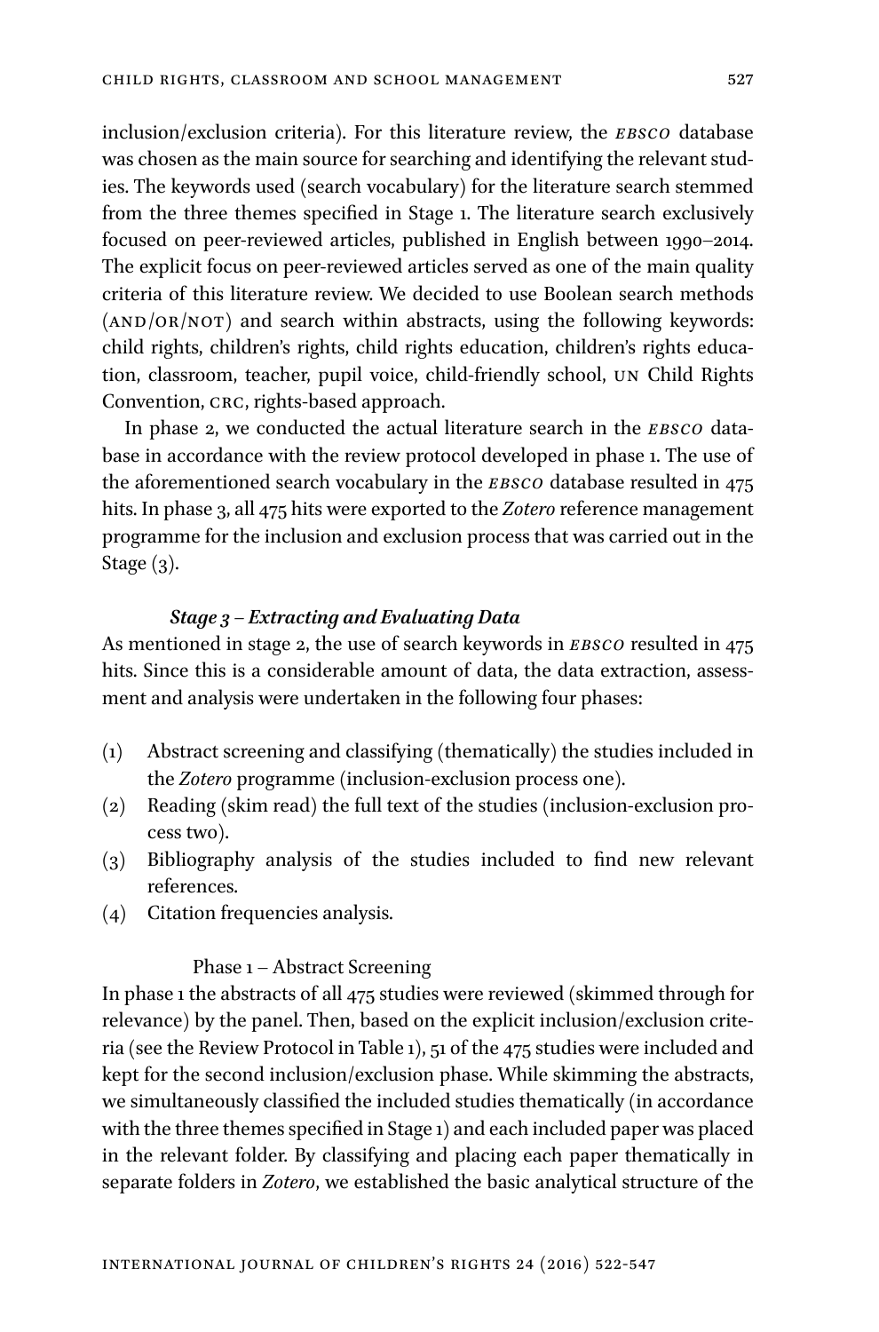inclusion/exclusion criteria). For this literature review, the *EBSCO* database was chosen as the main source for searching and identifying the relevant studies. The keywords used (search vocabulary) for the literature search stemmed from the three themes specified in Stage 1. The literature search exclusively focused on peer-reviewed articles, published in English between 1990–2014. The explicit focus on peer-reviewed articles served as one of the main quality criteria of this literature review. We decided to use Boolean search methods (AND/OR/NOT) and search within abstracts, using the following keywords: child rights, children's rights, child rights education, children's rights education, classroom, teacher, pupil voice, child-friendly school, UN Child Rights Convention, CRC, rights-based approach.

In phase 2, we conducted the actual literature search in the *EBSCO* database in accordance with the review protocol developed in phase 1. The use of the aforementioned search vocabulary in the *EBSCO* database resulted in 475 hits. In phase 3, all 475 hits were exported to the *Zotero* reference management programme for the inclusion and exclusion process that was carried out in the Stage (3).

### *Stage 3 – Extracting and Evaluating Data*

As mentioned in stage 2, the use of search keywords in *EBSCO* resulted in 475 hits. Since this is a considerable amount of data, the data extraction, assessment and analysis were undertaken in the following four phases:

(1) Abstract screening and classifying (thematically) the studies included in the *Zotero* programme (inclusion-exclusion process one).
(2) Reading (skim read) the full text of the studies (inclusion-exclusion process two).
(3) Bibliography analysis of the studies included to find new relevant references.
(4) Citation frequencies analysis.

#### Phase 1 – Abstract Screening

In phase 1 the abstracts of all 475 studies were reviewed (skimmed through for relevance) by the panel. Then, based on the explicit inclusion/exclusion criteria (see the Review Protocol in Table 1), 51 of the 475 studies were included and kept for the second inclusion/exclusion phase. While skimming the abstracts, we simultaneously classified the included studies thematically (in accordance with the three themes specified in Stage 1) and each included paper was placed in the relevant folder. By classifying and placing each paper thematically in separate folders in *Zotero*, we established the basic analytical structure of the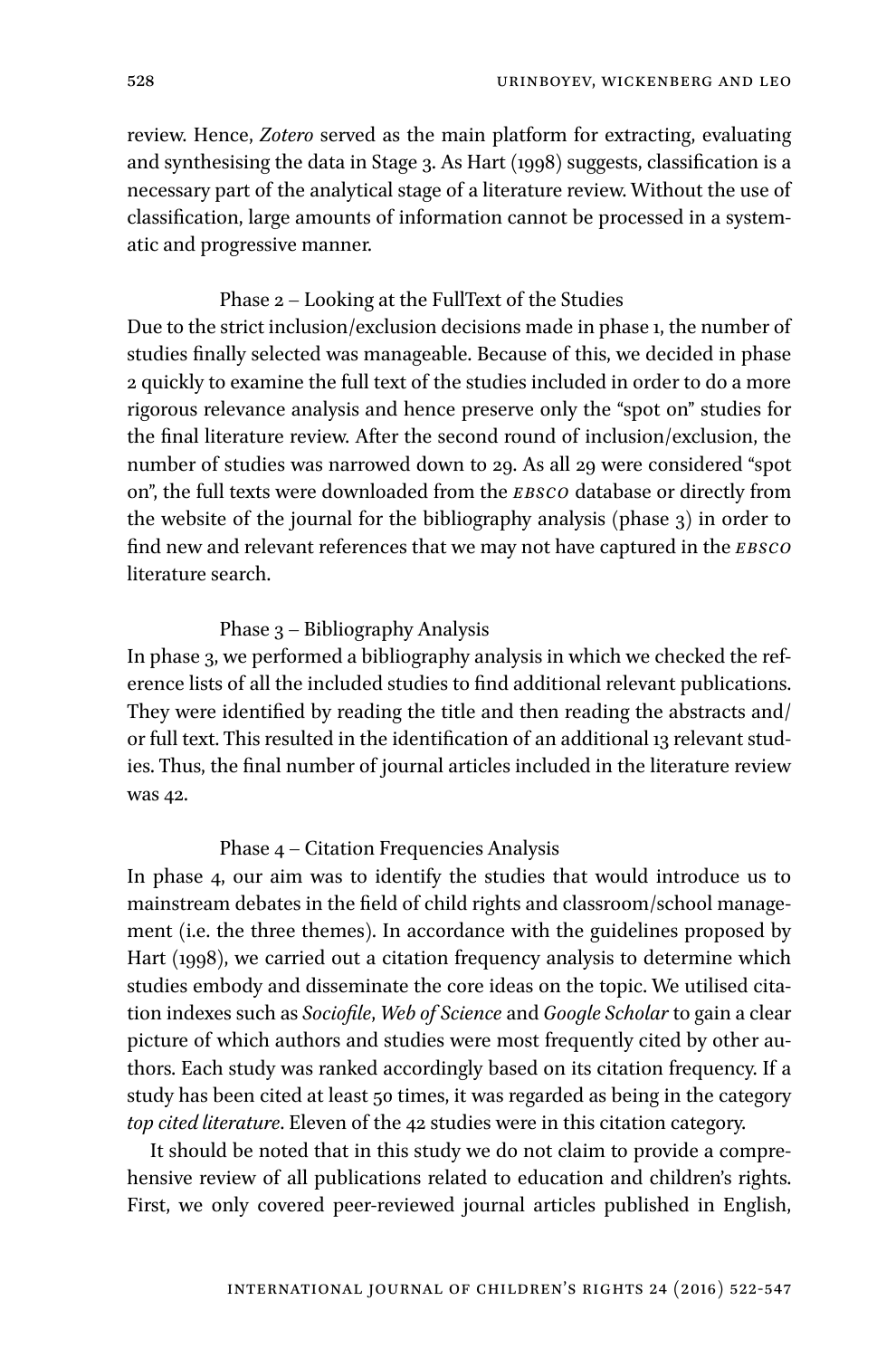review. Hence, *Zotero* served as the main platform for extracting, evaluating and synthesising the data in Stage 3. As Hart (1998) suggests, classification is a necessary part of the analytical stage of a literature review. Without the use of classification, large amounts of information cannot be processed in a systematic and progressive manner.

#### Phase 2 – Looking at the FullText of the Studies

Due to the strict inclusion/exclusion decisions made in phase 1, the number of studies finally selected was manageable. Because of this, we decided in phase 2 quickly to examine the full text of the studies included in order to do a more rigorous relevance analysis and hence preserve only the "spot on" studies for the final literature review. After the second round of inclusion/exclusion, the number of studies was narrowed down to 29. As all 29 were considered "spot on", the full texts were downloaded from the *EBSCO* database or directly from the website of the journal for the bibliography analysis (phase 3) in order to find new and relevant references that we may not have captured in the *EBSCO* literature search.

#### Phase 3 – Bibliography Analysis

In phase 3, we performed a bibliography analysis in which we checked the reference lists of all the included studies to find additional relevant publications. They were identified by reading the title and then reading the abstracts and/or full text. This resulted in the identification of an additional 13 relevant studies. Thus, the final number of journal articles included in the literature review was 42.

#### Phase 4 – Citation Frequencies Analysis

In phase 4, our aim was to identify the studies that would introduce us to mainstream debates in the field of child rights and classroom/school management (i.e. the three themes). In accordance with the guidelines proposed by Hart (1998), we carried out a citation frequency analysis to determine which studies embody and disseminate the core ideas on the topic. We utilised citation indexes such as *Sociofile*, *Web of Science* and *Google Scholar* to gain a clear picture of which authors and studies were most frequently cited by other authors. Each study was ranked accordingly based on its citation frequency. If a study has been cited at least 50 times, it was regarded as being in the category *top cited literature*. Eleven of the 42 studies were in this citation category.

It should be noted that in this study we do not claim to provide a comprehensive review of all publications related to education and children's rights. First, we only covered peer-reviewed journal articles published in English,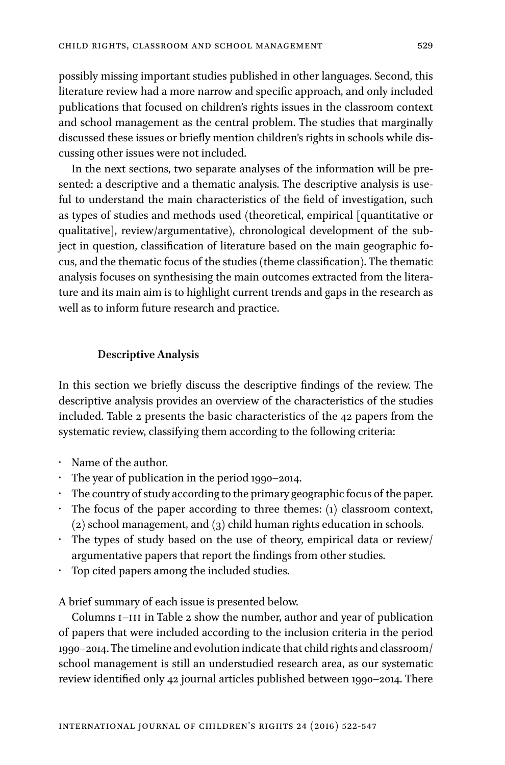possibly missing important studies published in other languages. Second, this literature review had a more narrow and specific approach, and only included publications that focused on children's rights issues in the classroom context and school management as the central problem. The studies that marginally discussed these issues or briefly mention children's rights in schools while discussing other issues were not included.

In the next sections, two separate analyses of the information will be presented: a descriptive and a thematic analysis. The descriptive analysis is useful to understand the main characteristics of the field of investigation, such as types of studies and methods used (theoretical, empirical [quantitative or qualitative], review/argumentative), chronological development of the subject in question, classification of literature based on the main geographic focus, and the thematic focus of the studies (theme classification). The thematic analysis focuses on synthesising the main outcomes extracted from the literature and its main aim is to highlight current trends and gaps in the research as well as to inform future research and practice.

## Descriptive Analysis

In this section we briefly discuss the descriptive findings of the review. The descriptive analysis provides an overview of the characteristics of the studies included. Table 2 presents the basic characteristics of the 42 papers from the systematic review, classifying them according to the following criteria:

- Name of the author.
- The year of publication in the period 1990–2014.
- The country of study according to the primary geographic focus of the paper.
- The focus of the paper according to three themes: (1) classroom context, (2) school management, and (3) child human rights education in schools.
- The types of study based on the use of theory, empirical data or review/argumentative papers that report the findings from other studies.
- Top cited papers among the included studies.

A brief summary of each issue is presented below.

Columns I–III in Table 2 show the number, author and year of publication of papers that were included according to the inclusion criteria in the period 1990–2014. The timeline and evolution indicate that child rights and classroom/school management is still an understudied research area, as our systematic review identified only 42 journal articles published between 1990–2014. There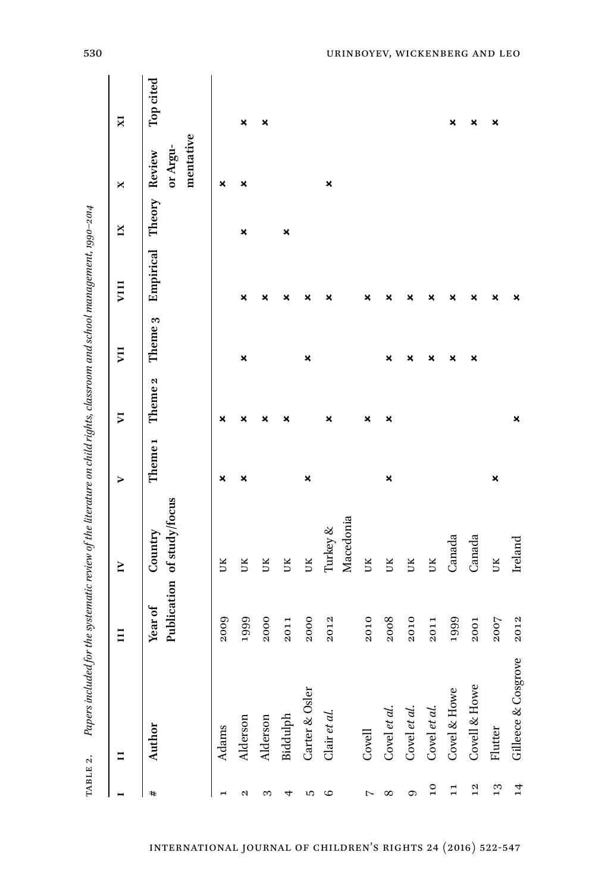TABLE 2. *Papers included for the systematic review of the literature on child rights, classroom and school management, 1990–2014*

| I | II | III | IV | V | VI | VII | VIII | IX | X | XI |
|---|---|---|---|---|---|---|---|---|---|---|
| **#** | **Author** | **Year of Publication** | **Country of study/focus** | **Theme 1** | **Theme 2** | **Theme 3** | **Empirical** | **Theory** | **Review or Argu-mentative** | **Top cited** |
| 1 | Adams | 2009 | UK | × | × | | | | × | |
| 2 | Alderson | 1999 | UK | × | × | × | × | × | × | × |
| 3 | Alderson | 2000 | UK | | × | | × | | | × |
| 4 | Biddulph | 2011 | UK | | × | | × | × | | |
| 5 | Carter & Osler | 2000 | UK | × | | × | × | | | |
| 6 | Clair *et al.* | 2012 | Turkey & Macedonia | | × | | × | | × | |
| 7 | Covell | 2010 | UK | | × | | × | | | |
| 8 | Covel *et al.* | 2008 | UK | × | × | × | × | | | |
| 9 | Covel *et al.* | 2010 | UK | | | × | × | | | |
| 10 | Covel *et al.* | 2011 | UK | | | × | × | | | |
| 11 | Covel & Howe | 1999 | Canada | | | × | × | | | × |
| 12 | Covell & Howe | 2001 | Canada | | | × | × | | | × |
| 13 | Flutter | 2007 | UK | × | | | × | | | × |
| 14 | Gilleece & Cosgrove | 2012 | Ireland | | × | | × | | | |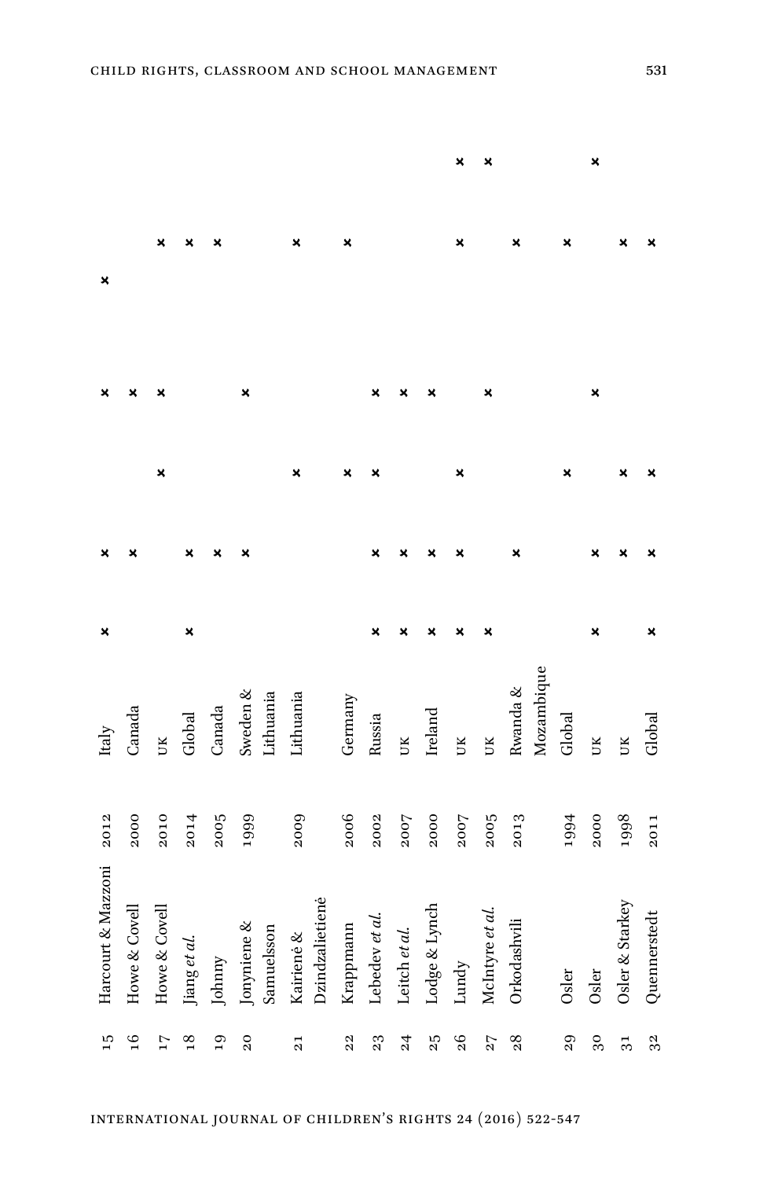| | | | | | | | | | | |
|---|---|---|---|---|---|---|---|---|---|---|
| 15 | Harcourt & Mazzoni | 2012 | Italy | × | × | | × | × | | |
| 16 | Howe & Covell | 2000 | Canada | | × | | × | | | |
| 17 | Howe & Covell | 2010 | UK | | | × | × | | × | |
| 18 | Jiang *et al.* | 2014 | Global | × | × | | | | × | |
| 19 | Johnny | 2005 | Canada | | × | | | | × | |
| 20 | Jonyniene & Samuelsson | 1999 | Sweden & Lithuania | | × | | × | | | |
| 21 | Kairienė & Dzindzalietienė | 2009 | Lithuania | | | × | | | × | |
| 22 | Krappmann | 2006 | Germany | | | × | | | × | |
| 23 | Lebedev *et al.* | 2002 | Russia | × | × | × | × | | | |
| 24 | Leitch *et al.* | 2007 | UK | × | × | | × | | | |
| 25 | Lodge & Lynch | 2000 | Ireland | × | × | | × | | | |
| 26 | Lundy | 2007 | UK | × | × | × | | | × | × |
| 27 | McIntyre *et al.* | 2005 | UK | × | | | × | | | × |
| 28 | Orkodashvili | 2013 | Rwanda & Mozambique | | × | | | | × | |
| 29 | Osler | 1994 | Global | | | × | | | × | |
| 30 | Osler | 2000 | UK | × | × | | × | | | × |
| 31 | Osler & Starkey | 1998 | UK | | × | × | | | × | |
| 32 | Quennerstedt | 2011 | Global | × | × | × | | | × | |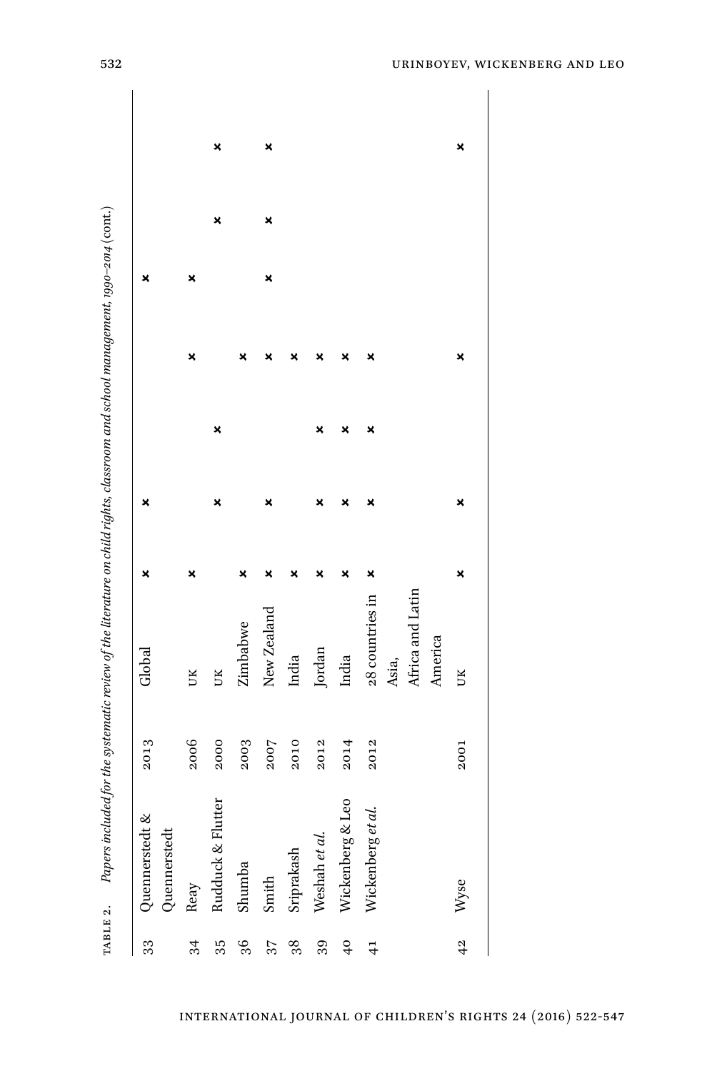TABLE 2. *Papers included for the systematic review of the literature on child rights, classroom and school management, 1990–2014* (cont.)

| | | | | | | | | | | |
|---|---|---|---|---|---|---|---|---|---|---|
| 33 | Quennerstedt & Quennerstedt | 2013 | Global | × | × | | | × | | |
| 34 | Reay | 2006 | UK | × | | | × | × | | |
| 35 | Rudduck & Flutter | 2000 | UK | | × | × | | | × | × |
| 36 | Shumba | 2003 | Zimbabwe | × | | | × | | | |
| 37 | Smith | 2007 | New Zealand | × | × | | × | × | × | × |
| 38 | Sriprakash | 2010 | India | × | | | × | | | |
| 39 | Weshah *et al.* | 2012 | Jordan | × | × | × | × | | | |
| 40 | Wickenberg & Leo | 2014 | India | × | × | × | × | | | |
| 41 | Wickenberg *et al.* | 2012 | 28 countries in Asia, Africa and Latin America | × | × | × | × | | | |
| 42 | Wyse | 2001 | UK | × | × | | × | | | × |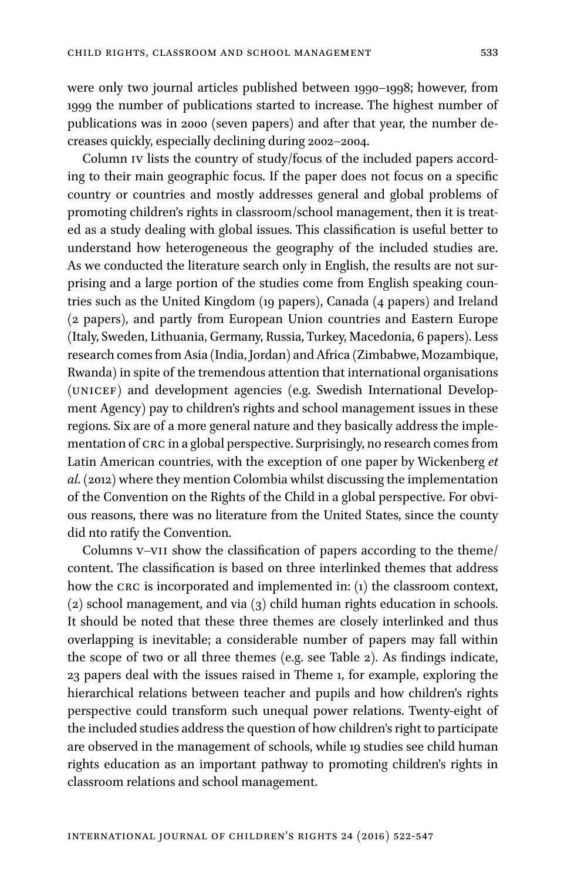were only two journal articles published between 1990–1998; however, from 1999 the number of publications started to increase. The highest number of publications was in 2000 (seven papers) and after that year, the number decreases quickly, especially declining during 2002–2004.

Column IV lists the country of study/focus of the included papers according to their main geographic focus. If the paper does not focus on a specific country or countries and mostly addresses general and global problems of promoting children's rights in classroom/school management, then it is treated as a study dealing with global issues. This classification is useful better to understand how heterogeneous the geography of the included studies are. As we conducted the literature search only in English, the results are not surprising and a large portion of the studies come from English speaking countries such as the United Kingdom (19 papers), Canada (4 papers) and Ireland (2 papers), and partly from European Union countries and Eastern Europe (Italy, Sweden, Lithuania, Germany, Russia, Turkey, Macedonia, 6 papers). Less research comes from Asia (India, Jordan) and Africa (Zimbabwe, Mozambique, Rwanda) in spite of the tremendous attention that international organisations (UNICEF) and development agencies (e.g. Swedish International Development Agency) pay to children's rights and school management issues in these regions. Six are of a more general nature and they basically address the implementation of CRC in a global perspective. Surprisingly, no research comes from Latin American countries, with the exception of one paper by Wickenberg *et al*. (2012) where they mention Colombia whilst discussing the implementation of the Convention on the Rights of the Child in a global perspective. For obvious reasons, there was no literature from the United States, since the county did nto ratify the Convention.

Columns V–VII show the classification of papers according to the theme/content. The classification is based on three interlinked themes that address how the CRC is incorporated and implemented in: (1) the classroom context, (2) school management, and via (3) child human rights education in schools. It should be noted that these three themes are closely interlinked and thus overlapping is inevitable; a considerable number of papers may fall within the scope of two or all three themes (e.g. see Table 2). As findings indicate, 23 papers deal with the issues raised in Theme 1, for example, exploring the hierarchical relations between teacher and pupils and how children's rights perspective could transform such unequal power relations. Twenty-eight of the included studies address the question of how children's right to participate are observed in the management of schools, while 19 studies see child human rights education as an important pathway to promoting children's rights in classroom relations and school management.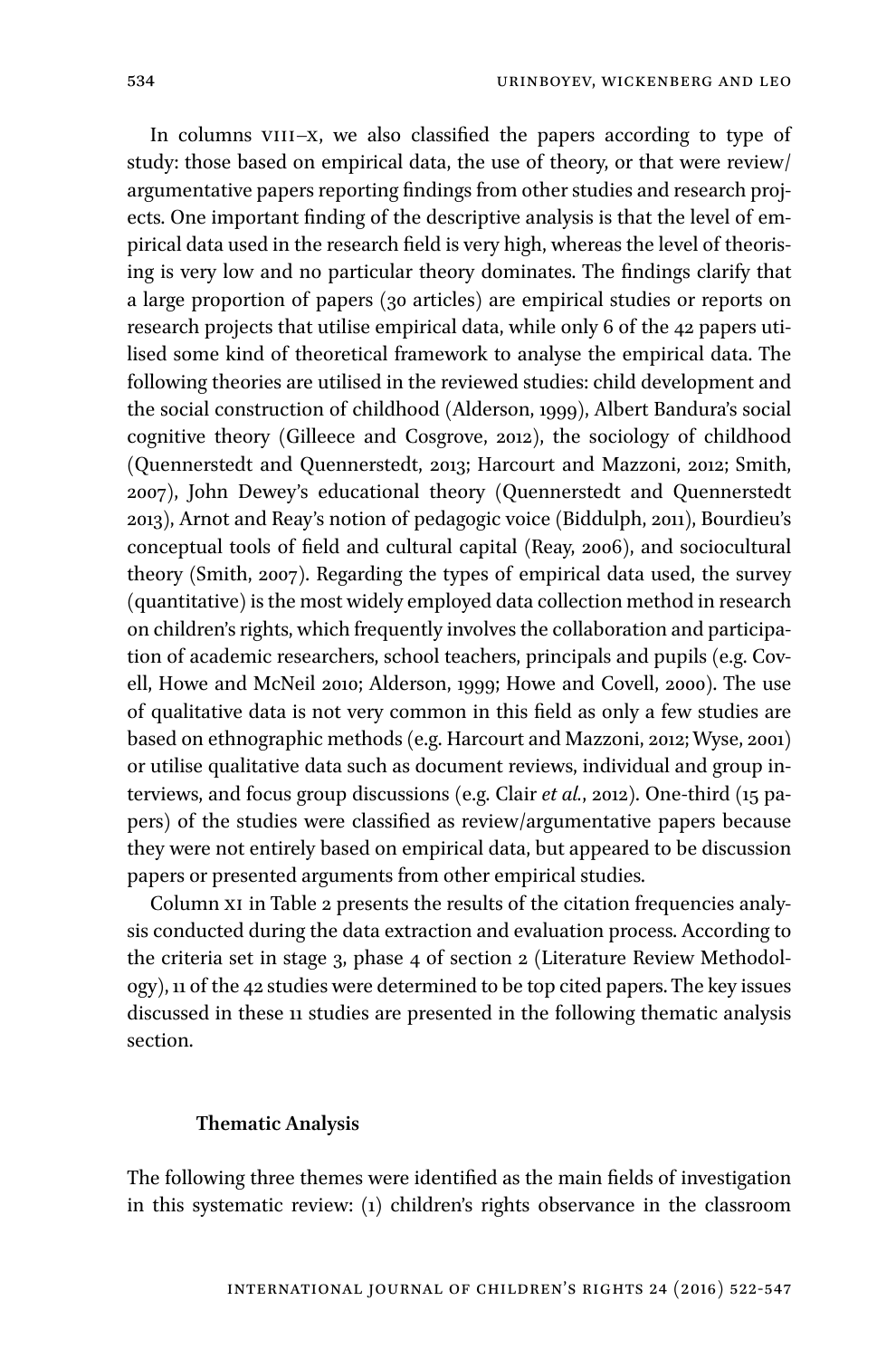In columns VIII–X, we also classified the papers according to type of study: those based on empirical data, the use of theory, or that were review/argumentative papers reporting findings from other studies and research projects. One important finding of the descriptive analysis is that the level of empirical data used in the research field is very high, whereas the level of theorising is very low and no particular theory dominates. The findings clarify that a large proportion of papers (30 articles) are empirical studies or reports on research projects that utilise empirical data, while only 6 of the 42 papers utilised some kind of theoretical framework to analyse the empirical data. The following theories are utilised in the reviewed studies: child development and the social construction of childhood (Alderson, 1999), Albert Bandura's social cognitive theory (Gilleece and Cosgrove, 2012), the sociology of childhood (Quennerstedt and Quennerstedt, 2013; Harcourt and Mazzoni, 2012; Smith, 2007), John Dewey's educational theory (Quennerstedt and Quennerstedt 2013), Arnot and Reay's notion of pedagogic voice (Biddulph, 2011), Bourdieu's conceptual tools of field and cultural capital (Reay, 2006), and sociocultural theory (Smith, 2007). Regarding the types of empirical data used, the survey (quantitative) is the most widely employed data collection method in research on children's rights, which frequently involves the collaboration and participation of academic researchers, school teachers, principals and pupils (e.g. Covell, Howe and McNeil 2010; Alderson, 1999; Howe and Covell, 2000). The use of qualitative data is not very common in this field as only a few studies are based on ethnographic methods (e.g. Harcourt and Mazzoni, 2012; Wyse, 2001) or utilise qualitative data such as document reviews, individual and group interviews, and focus group discussions (e.g. Clair *et al.*, 2012). One-third (15 papers) of the studies were classified as review/argumentative papers because they were not entirely based on empirical data, but appeared to be discussion papers or presented arguments from other empirical studies.

Column XI in Table 2 presents the results of the citation frequencies analysis conducted during the data extraction and evaluation process. According to the criteria set in stage 3, phase 4 of section 2 (Literature Review Methodology), 11 of the 42 studies were determined to be top cited papers. The key issues discussed in these 11 studies are presented in the following thematic analysis section.

### Thematic Analysis

The following three themes were identified as the main fields of investigation in this systematic review: (1) children's rights observance in the classroom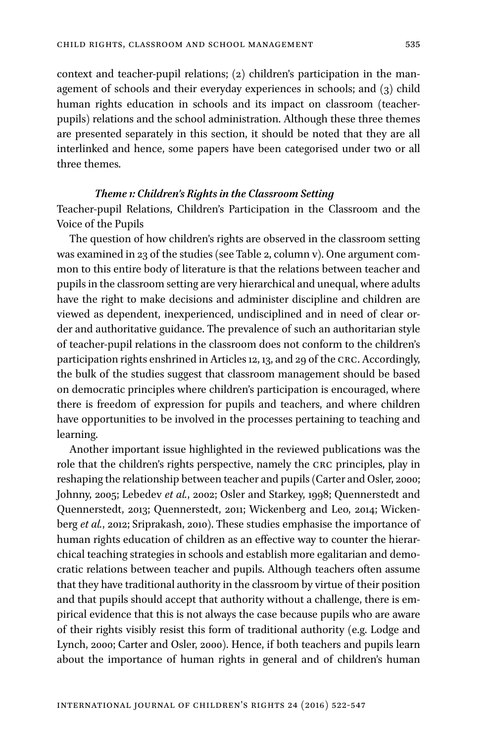context and teacher-pupil relations; (2) children's participation in the management of schools and their everyday experiences in schools; and (3) child human rights education in schools and its impact on classroom (teacher-pupils) relations and the school administration. Although these three themes are presented separately in this section, it should be noted that they are all interlinked and hence, some papers have been categorised under two or all three themes.

### *Theme 1: Children's Rights in the Classroom Setting*

Teacher-pupil Relations, Children's Participation in the Classroom and the Voice of the Pupils

The question of how children's rights are observed in the classroom setting was examined in 23 of the studies (see Table 2, column v). One argument common to this entire body of literature is that the relations between teacher and pupils in the classroom setting are very hierarchical and unequal, where adults have the right to make decisions and administer discipline and children are viewed as dependent, inexperienced, undisciplined and in need of clear order and authoritative guidance. The prevalence of such an authoritarian style of teacher-pupil relations in the classroom does not conform to the children's participation rights enshrined in Articles 12, 13, and 29 of the CRC. Accordingly, the bulk of the studies suggest that classroom management should be based on democratic principles where children's participation is encouraged, where there is freedom of expression for pupils and teachers, and where children have opportunities to be involved in the processes pertaining to teaching and learning.

Another important issue highlighted in the reviewed publications was the role that the children's rights perspective, namely the CRC principles, play in reshaping the relationship between teacher and pupils (Carter and Osler, 2000; Johnny, 2005; Lebedev *et al.*, 2002; Osler and Starkey, 1998; Quennerstedt and Quennerstedt, 2013; Quennerstedt, 2011; Wickenberg and Leo, 2014; Wickenberg *et al.*, 2012; Sriprakash, 2010). These studies emphasise the importance of human rights education of children as an effective way to counter the hierarchical teaching strategies in schools and establish more egalitarian and democratic relations between teacher and pupils. Although teachers often assume that they have traditional authority in the classroom by virtue of their position and that pupils should accept that authority without a challenge, there is empirical evidence that this is not always the case because pupils who are aware of their rights visibly resist this form of traditional authority (e.g. Lodge and Lynch, 2000; Carter and Osler, 2000). Hence, if both teachers and pupils learn about the importance of human rights in general and of children's human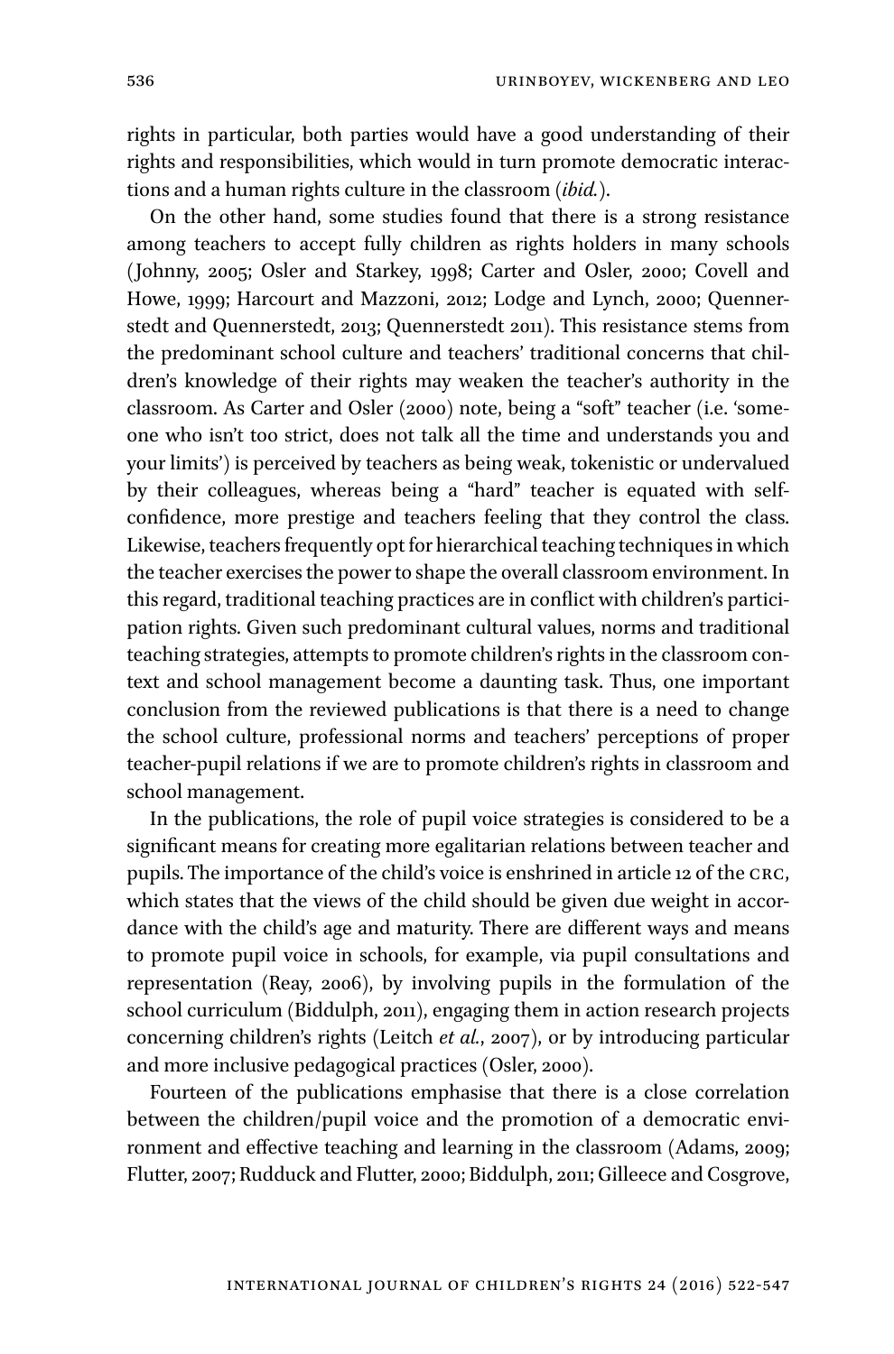rights in particular, both parties would have a good understanding of their rights and responsibilities, which would in turn promote democratic interactions and a human rights culture in the classroom (*ibid.*).

On the other hand, some studies found that there is a strong resistance among teachers to accept fully children as rights holders in many schools (Johnny, 2005; Osler and Starkey, 1998; Carter and Osler, 2000; Covell and Howe, 1999; Harcourt and Mazzoni, 2012; Lodge and Lynch, 2000; Quennerstedt and Quennerstedt, 2013; Quennerstedt 2011). This resistance stems from the predominant school culture and teachers' traditional concerns that children's knowledge of their rights may weaken the teacher's authority in the classroom. As Carter and Osler (2000) note, being a "soft" teacher (i.e. 'someone who isn't too strict, does not talk all the time and understands you and your limits') is perceived by teachers as being weak, tokenistic or undervalued by their colleagues, whereas being a "hard" teacher is equated with self-confidence, more prestige and teachers feeling that they control the class. Likewise, teachers frequently opt for hierarchical teaching techniques in which the teacher exercises the power to shape the overall classroom environment. In this regard, traditional teaching practices are in conflict with children's participation rights. Given such predominant cultural values, norms and traditional teaching strategies, attempts to promote children's rights in the classroom context and school management become a daunting task. Thus, one important conclusion from the reviewed publications is that there is a need to change the school culture, professional norms and teachers' perceptions of proper teacher-pupil relations if we are to promote children's rights in classroom and school management.

In the publications, the role of pupil voice strategies is considered to be a significant means for creating more egalitarian relations between teacher and pupils. The importance of the child's voice is enshrined in article 12 of the CRC, which states that the views of the child should be given due weight in accordance with the child's age and maturity. There are different ways and means to promote pupil voice in schools, for example, via pupil consultations and representation (Reay, 2006), by involving pupils in the formulation of the school curriculum (Biddulph, 2011), engaging them in action research projects concerning children's rights (Leitch *et al.*, 2007), or by introducing particular and more inclusive pedagogical practices (Osler, 2000).

Fourteen of the publications emphasise that there is a close correlation between the children/pupil voice and the promotion of a democratic environment and effective teaching and learning in the classroom (Adams, 2009; Flutter, 2007; Rudduck and Flutter, 2000; Biddulph, 2011; Gilleece and Cosgrove,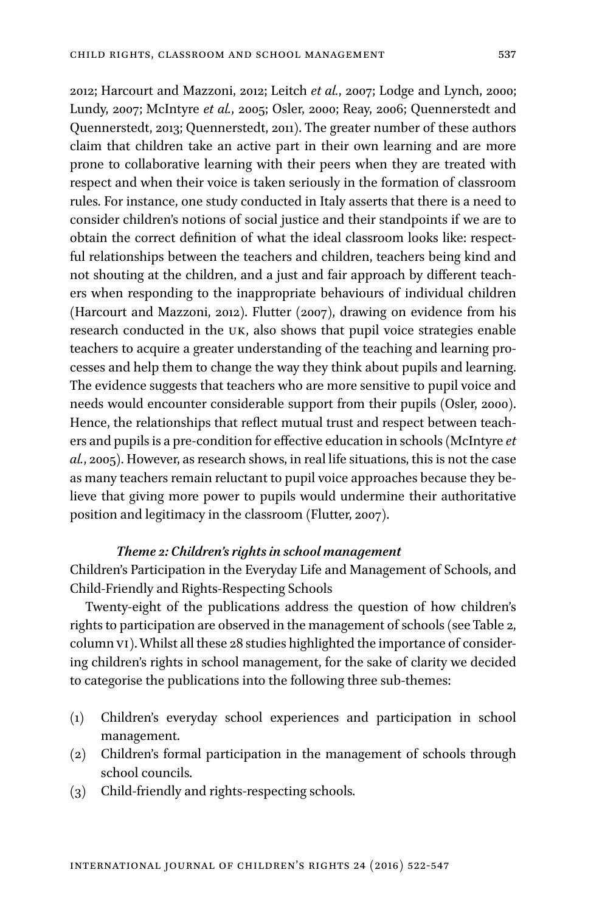2012; Harcourt and Mazzoni, 2012; Leitch *et al.*, 2007; Lodge and Lynch, 2000; Lundy, 2007; McIntyre *et al.*, 2005; Osler, 2000; Reay, 2006; Quennerstedt and Quennerstedt, 2013; Quennerstedt, 2011). The greater number of these authors claim that children take an active part in their own learning and are more prone to collaborative learning with their peers when they are treated with respect and when their voice is taken seriously in the formation of classroom rules. For instance, one study conducted in Italy asserts that there is a need to consider children's notions of social justice and their standpoints if we are to obtain the correct definition of what the ideal classroom looks like: respectful relationships between the teachers and children, teachers being kind and not shouting at the children, and a just and fair approach by different teachers when responding to the inappropriate behaviours of individual children (Harcourt and Mazzoni, 2012). Flutter (2007), drawing on evidence from his research conducted in the UK, also shows that pupil voice strategies enable teachers to acquire a greater understanding of the teaching and learning processes and help them to change the way they think about pupils and learning. The evidence suggests that teachers who are more sensitive to pupil voice and needs would encounter considerable support from their pupils (Osler, 2000). Hence, the relationships that reflect mutual trust and respect between teachers and pupils is a pre-condition for effective education in schools (McIntyre *et al.*, 2005). However, as research shows, in real life situations, this is not the case as many teachers remain reluctant to pupil voice approaches because they believe that giving more power to pupils would undermine their authoritative position and legitimacy in the classroom (Flutter, 2007).

### *Theme 2: Children's rights in school management*

Children's Participation in the Everyday Life and Management of Schools, and Child-Friendly and Rights-Respecting Schools

Twenty-eight of the publications address the question of how children's rights to participation are observed in the management of schools (see Table 2, column VI). Whilst all these 28 studies highlighted the importance of considering children's rights in school management, for the sake of clarity we decided to categorise the publications into the following three sub-themes:

(1) Children's everyday school experiences and participation in school management.
(2) Children's formal participation in the management of schools through school councils.
(3) Child-friendly and rights-respecting schools.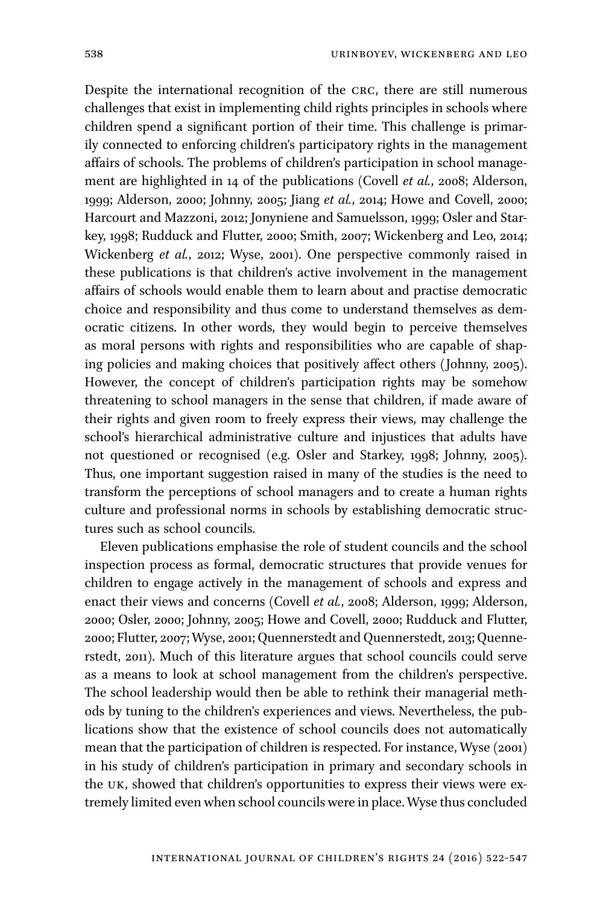Despite the international recognition of the CRC, there are still numerous challenges that exist in implementing child rights principles in schools where children spend a significant portion of their time. This challenge is primarily connected to enforcing children's participatory rights in the management affairs of schools. The problems of children's participation in school management are highlighted in 14 of the publications (Covell *et al.*, 2008; Alderson, 1999; Alderson, 2000; Johnny, 2005; Jiang *et al.*, 2014; Howe and Covell, 2000; Harcourt and Mazzoni, 2012; Jonyniene and Samuelsson, 1999; Osler and Starkey, 1998; Rudduck and Flutter, 2000; Smith, 2007; Wickenberg and Leo, 2014; Wickenberg *et al.*, 2012; Wyse, 2001). One perspective commonly raised in these publications is that children's active involvement in the management affairs of schools would enable them to learn about and practise democratic choice and responsibility and thus come to understand themselves as democratic citizens. In other words, they would begin to perceive themselves as moral persons with rights and responsibilities who are capable of shaping policies and making choices that positively affect others (Johnny, 2005). However, the concept of children's participation rights may be somehow threatening to school managers in the sense that children, if made aware of their rights and given room to freely express their views, may challenge the school's hierarchical administrative culture and injustices that adults have not questioned or recognised (e.g. Osler and Starkey, 1998; Johnny, 2005). Thus, one important suggestion raised in many of the studies is the need to transform the perceptions of school managers and to create a human rights culture and professional norms in schools by establishing democratic structures such as school councils.

Eleven publications emphasise the role of student councils and the school inspection process as formal, democratic structures that provide venues for children to engage actively in the management of schools and express and enact their views and concerns (Covell *et al.*, 2008; Alderson, 1999; Alderson, 2000; Osler, 2000; Johnny, 2005; Howe and Covell, 2000; Rudduck and Flutter, 2000; Flutter, 2007; Wyse, 2001; Quennerstedt and Quennerstedt, 2013; Quennerstedt, 2011). Much of this literature argues that school councils could serve as a means to look at school management from the children's perspective. The school leadership would then be able to rethink their managerial methods by tuning to the children's experiences and views. Nevertheless, the publications show that the existence of school councils does not automatically mean that the participation of children is respected. For instance, Wyse (2001) in his study of children's participation in primary and secondary schools in the UK, showed that children's opportunities to express their views were extremely limited even when school councils were in place. Wyse thus concluded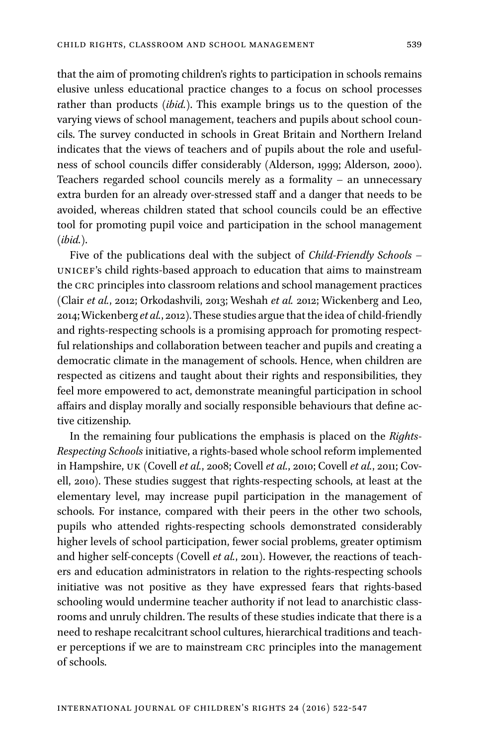that the aim of promoting children's rights to participation in schools remains elusive unless educational practice changes to a focus on school processes rather than products (*ibid.*). This example brings us to the question of the varying views of school management, teachers and pupils about school councils. The survey conducted in schools in Great Britain and Northern Ireland indicates that the views of teachers and of pupils about the role and usefulness of school councils differ considerably (Alderson, 1999; Alderson, 2000). Teachers regarded school councils merely as a formality – an unnecessary extra burden for an already over-stressed staff and a danger that needs to be avoided, whereas children stated that school councils could be an effective tool for promoting pupil voice and participation in the school management (*ibid.*).

Five of the publications deal with the subject of *Child-Friendly Schools* – UNICEF's child rights-based approach to education that aims to mainstream the CRC principles into classroom relations and school management practices (Clair *et al.*, 2012; Orkodashvili, 2013; Weshah *et al.* 2012; Wickenberg and Leo, 2014; Wickenberg *et al.*, 2012). These studies argue that the idea of child-friendly and rights-respecting schools is a promising approach for promoting respectful relationships and collaboration between teacher and pupils and creating a democratic climate in the management of schools. Hence, when children are respected as citizens and taught about their rights and responsibilities, they feel more empowered to act, demonstrate meaningful participation in school affairs and display morally and socially responsible behaviours that define active citizenship.

In the remaining four publications the emphasis is placed on the *Rights-Respecting Schools* initiative, a rights-based whole school reform implemented in Hampshire, UK (Covell *et al.*, 2008; Covell *et al.*, 2010; Covell *et al.*, 2011; Covell, 2010). These studies suggest that rights-respecting schools, at least at the elementary level, may increase pupil participation in the management of schools. For instance, compared with their peers in the other two schools, pupils who attended rights-respecting schools demonstrated considerably higher levels of school participation, fewer social problems, greater optimism and higher self-concepts (Covell *et al.*, 2011). However, the reactions of teachers and education administrators in relation to the rights-respecting schools initiative was not positive as they have expressed fears that rights-based schooling would undermine teacher authority if not lead to anarchistic classrooms and unruly children. The results of these studies indicate that there is a need to reshape recalcitrant school cultures, hierarchical traditions and teacher perceptions if we are to mainstream CRC principles into the management of schools.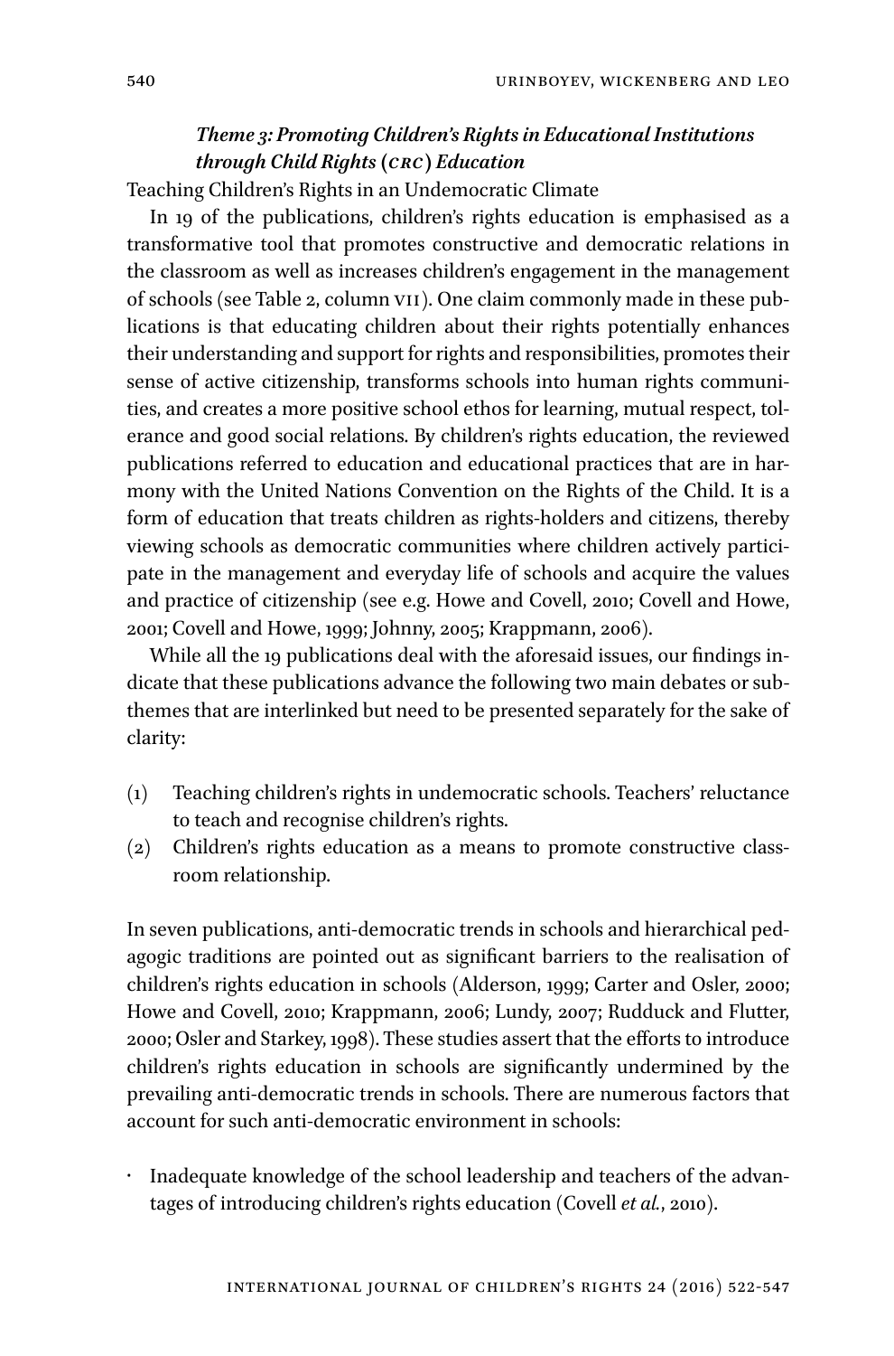### *Theme 3: Promoting Children's Rights in Educational Institutions through Child Rights (CRC) Education*

Teaching Children's Rights in an Undemocratic Climate

In 19 of the publications, children's rights education is emphasised as a transformative tool that promotes constructive and democratic relations in the classroom as well as increases children's engagement in the management of schools (see Table 2, column VII). One claim commonly made in these publications is that educating children about their rights potentially enhances their understanding and support for rights and responsibilities, promotes their sense of active citizenship, transforms schools into human rights communities, and creates a more positive school ethos for learning, mutual respect, tolerance and good social relations. By children's rights education, the reviewed publications referred to education and educational practices that are in harmony with the United Nations Convention on the Rights of the Child. It is a form of education that treats children as rights-holders and citizens, thereby viewing schools as democratic communities where children actively participate in the management and everyday life of schools and acquire the values and practice of citizenship (see e.g. Howe and Covell, 2010; Covell and Howe, 2001; Covell and Howe, 1999; Johnny, 2005; Krappmann, 2006).

While all the 19 publications deal with the aforesaid issues, our findings indicate that these publications advance the following two main debates or subthemes that are interlinked but need to be presented separately for the sake of clarity:

(1) Teaching children's rights in undemocratic schools. Teachers' reluctance to teach and recognise children's rights.
(2) Children's rights education as a means to promote constructive classroom relationship.

In seven publications, anti-democratic trends in schools and hierarchical pedagogic traditions are pointed out as significant barriers to the realisation of children's rights education in schools (Alderson, 1999; Carter and Osler, 2000; Howe and Covell, 2010; Krappmann, 2006; Lundy, 2007; Rudduck and Flutter, 2000; Osler and Starkey, 1998). These studies assert that the efforts to introduce children's rights education in schools are significantly undermined by the prevailing anti-democratic trends in schools. There are numerous factors that account for such anti-democratic environment in schools:

- Inadequate knowledge of the school leadership and teachers of the advantages of introducing children's rights education (Covell *et al.*, 2010).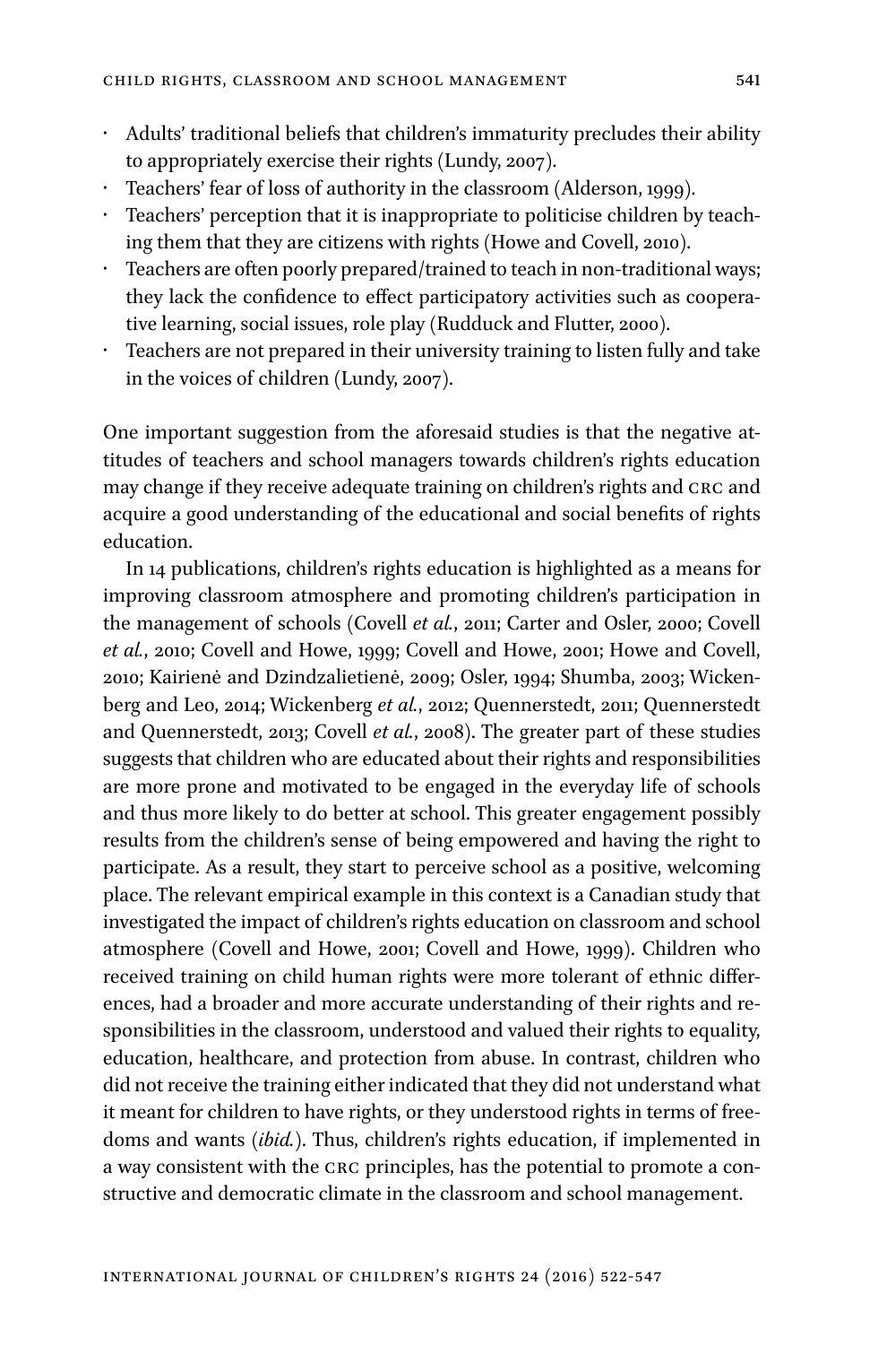- Adults' traditional beliefs that children's immaturity precludes their ability to appropriately exercise their rights (Lundy, 2007).
- Teachers' fear of loss of authority in the classroom (Alderson, 1999).
- Teachers' perception that it is inappropriate to politicise children by teaching them that they are citizens with rights (Howe and Covell, 2010).
- Teachers are often poorly prepared/trained to teach in non-traditional ways; they lack the confidence to effect participatory activities such as cooperative learning, social issues, role play (Rudduck and Flutter, 2000).
- Teachers are not prepared in their university training to listen fully and take in the voices of children (Lundy, 2007).

One important suggestion from the aforesaid studies is that the negative attitudes of teachers and school managers towards children's rights education may change if they receive adequate training on children's rights and CRC and acquire a good understanding of the educational and social benefits of rights education.

In 14 publications, children's rights education is highlighted as a means for improving classroom atmosphere and promoting children's participation in the management of schools (Covell *et al.*, 2011; Carter and Osler, 2000; Covell *et al.*, 2010; Covell and Howe, 1999; Covell and Howe, 2001; Howe and Covell, 2010; Kairienė and Dzindzalietienė, 2009; Osler, 1994; Shumba, 2003; Wickenberg and Leo, 2014; Wickenberg *et al.*, 2012; Quennerstedt, 2011; Quennerstedt and Quennerstedt, 2013; Covell *et al.*, 2008). The greater part of these studies suggests that children who are educated about their rights and responsibilities are more prone and motivated to be engaged in the everyday life of schools and thus more likely to do better at school. This greater engagement possibly results from the children's sense of being empowered and having the right to participate. As a result, they start to perceive school as a positive, welcoming place. The relevant empirical example in this context is a Canadian study that investigated the impact of children's rights education on classroom and school atmosphere (Covell and Howe, 2001; Covell and Howe, 1999). Children who received training on child human rights were more tolerant of ethnic differences, had a broader and more accurate understanding of their rights and responsibilities in the classroom, understood and valued their rights to equality, education, healthcare, and protection from abuse. In contrast, children who did not receive the training either indicated that they did not understand what it meant for children to have rights, or they understood rights in terms of freedoms and wants (*ibid.*). Thus, children's rights education, if implemented in a way consistent with the CRC principles, has the potential to promote a constructive and democratic climate in the classroom and school management.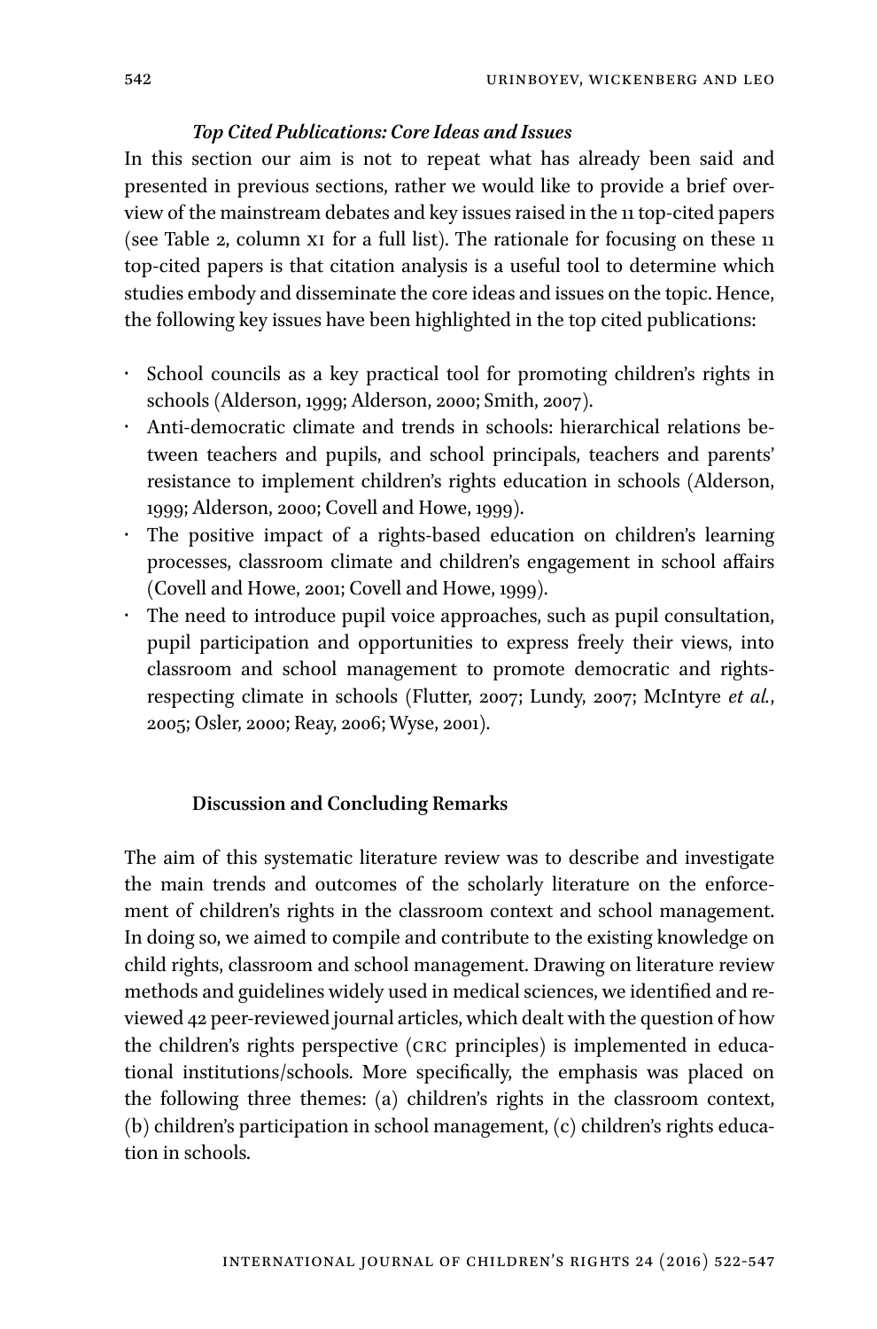### *Top Cited Publications: Core Ideas and Issues*

In this section our aim is not to repeat what has already been said and presented in previous sections, rather we would like to provide a brief overview of the mainstream debates and key issues raised in the 11 top-cited papers (see Table 2, column XI for a full list). The rationale for focusing on these 11 top-cited papers is that citation analysis is a useful tool to determine which studies embody and disseminate the core ideas and issues on the topic. Hence, the following key issues have been highlighted in the top cited publications:

- School councils as a key practical tool for promoting children's rights in schools (Alderson, 1999; Alderson, 2000; Smith, 2007).
- Anti-democratic climate and trends in schools: hierarchical relations between teachers and pupils, and school principals, teachers and parents' resistance to implement children's rights education in schools (Alderson, 1999; Alderson, 2000; Covell and Howe, 1999).
- The positive impact of a rights-based education on children's learning processes, classroom climate and children's engagement in school affairs (Covell and Howe, 2001; Covell and Howe, 1999).
- The need to introduce pupil voice approaches, such as pupil consultation, pupil participation and opportunities to express freely their views, into classroom and school management to promote democratic and rights-respecting climate in schools (Flutter, 2007; Lundy, 2007; McIntyre *et al.*, 2005; Osler, 2000; Reay, 2006; Wyse, 2001).

## Discussion and Concluding Remarks

The aim of this systematic literature review was to describe and investigate the main trends and outcomes of the scholarly literature on the enforcement of children's rights in the classroom context and school management. In doing so, we aimed to compile and contribute to the existing knowledge on child rights, classroom and school management. Drawing on literature review methods and guidelines widely used in medical sciences, we identified and reviewed 42 peer-reviewed journal articles, which dealt with the question of how the children's rights perspective (CRC principles) is implemented in educational institutions/schools. More specifically, the emphasis was placed on the following three themes: (a) children's rights in the classroom context, (b) children's participation in school management, (c) children's rights education in schools.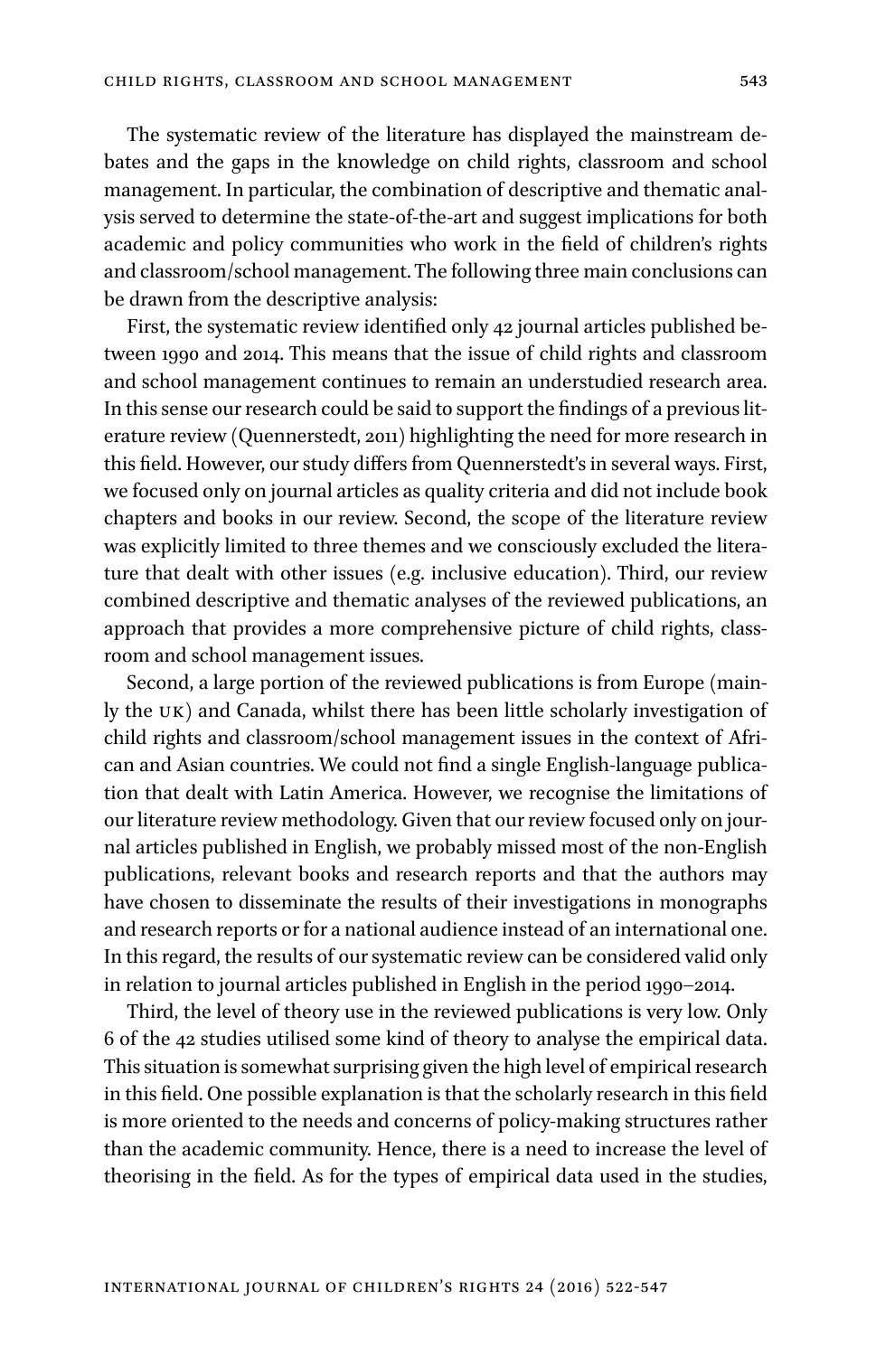The systematic review of the literature has displayed the mainstream debates and the gaps in the knowledge on child rights, classroom and school management. In particular, the combination of descriptive and thematic analysis served to determine the state-of-the-art and suggest implications for both academic and policy communities who work in the field of children's rights and classroom/school management. The following three main conclusions can be drawn from the descriptive analysis:

First, the systematic review identified only 42 journal articles published between 1990 and 2014. This means that the issue of child rights and classroom and school management continues to remain an understudied research area. In this sense our research could be said to support the findings of a previous literature review (Quennerstedt, 2011) highlighting the need for more research in this field. However, our study differs from Quennerstedt's in several ways. First, we focused only on journal articles as quality criteria and did not include book chapters and books in our review. Second, the scope of the literature review was explicitly limited to three themes and we consciously excluded the literature that dealt with other issues (e.g. inclusive education). Third, our review combined descriptive and thematic analyses of the reviewed publications, an approach that provides a more comprehensive picture of child rights, classroom and school management issues.

Second, a large portion of the reviewed publications is from Europe (mainly the UK) and Canada, whilst there has been little scholarly investigation of child rights and classroom/school management issues in the context of African and Asian countries. We could not find a single English-language publication that dealt with Latin America. However, we recognise the limitations of our literature review methodology. Given that our review focused only on journal articles published in English, we probably missed most of the non-English publications, relevant books and research reports and that the authors may have chosen to disseminate the results of their investigations in monographs and research reports or for a national audience instead of an international one. In this regard, the results of our systematic review can be considered valid only in relation to journal articles published in English in the period 1990–2014.

Third, the level of theory use in the reviewed publications is very low. Only 6 of the 42 studies utilised some kind of theory to analyse the empirical data. This situation is somewhat surprising given the high level of empirical research in this field. One possible explanation is that the scholarly research in this field is more oriented to the needs and concerns of policy-making structures rather than the academic community. Hence, there is a need to increase the level of theorising in the field. As for the types of empirical data used in the studies,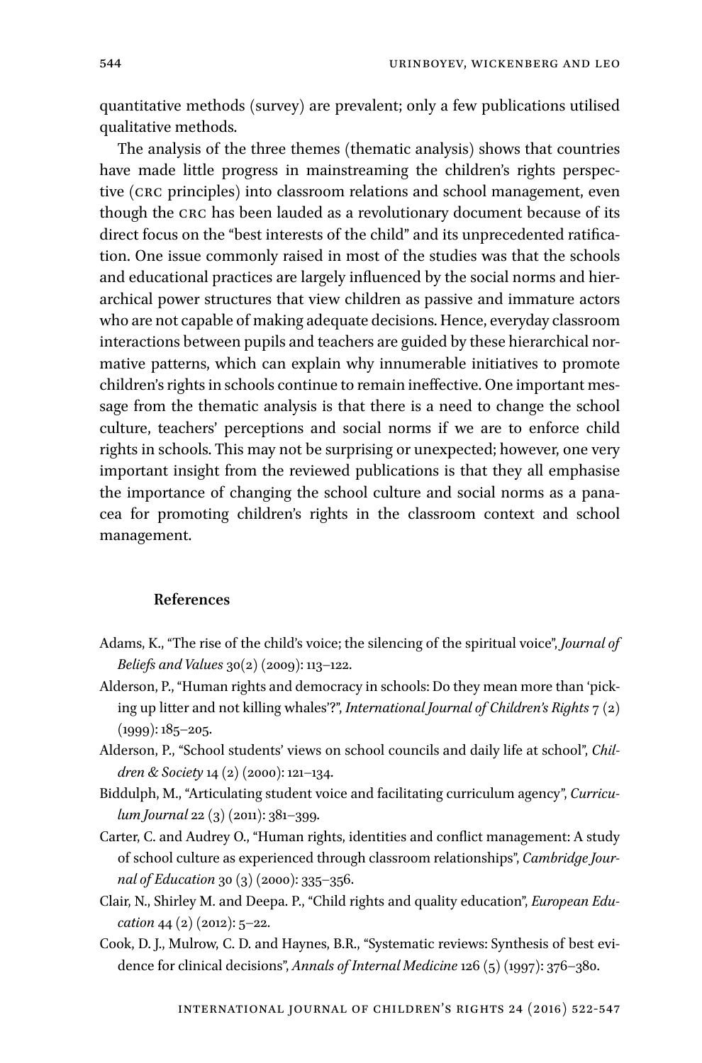quantitative methods (survey) are prevalent; only a few publications utilised qualitative methods.

The analysis of the three themes (thematic analysis) shows that countries have made little progress in mainstreaming the children's rights perspective (CRC principles) into classroom relations and school management, even though the CRC has been lauded as a revolutionary document because of its direct focus on the "best interests of the child" and its unprecedented ratification. One issue commonly raised in most of the studies was that the schools and educational practices are largely influenced by the social norms and hierarchical power structures that view children as passive and immature actors who are not capable of making adequate decisions. Hence, everyday classroom interactions between pupils and teachers are guided by these hierarchical normative patterns, which can explain why innumerable initiatives to promote children's rights in schools continue to remain ineffective. One important message from the thematic analysis is that there is a need to change the school culture, teachers' perceptions and social norms if we are to enforce child rights in schools. This may not be surprising or unexpected; however, one very important insight from the reviewed publications is that they all emphasise the importance of changing the school culture and social norms as a panacea for promoting children's rights in the classroom context and school management.

## References

Adams, K., "The rise of the child's voice; the silencing of the spiritual voice", *Journal of Beliefs and Values* 30(2) (2009): 113–122.

Alderson, P., "Human rights and democracy in schools: Do they mean more than 'picking up litter and not killing whales'?", *International Journal of Children's Rights* 7 (2) (1999): 185–205.

Alderson, P., "School students' views on school councils and daily life at school", *Children & Society* 14 (2) (2000): 121–134.

Biddulph, M., "Articulating student voice and facilitating curriculum agency", *Curriculum Journal* 22 (3) (2011): 381–399.

Carter, C. and Audrey O., "Human rights, identities and conflict management: A study of school culture as experienced through classroom relationships", *Cambridge Journal of Education* 30 (3) (2000): 335–356.

Clair, N., Shirley M. and Deepa. P., "Child rights and quality education", *European Education* 44 (2) (2012): 5–22.

Cook, D. J., Mulrow, C. D. and Haynes, B.R., "Systematic reviews: Synthesis of best evidence for clinical decisions", *Annals of Internal Medicine* 126 (5) (1997): 376–380.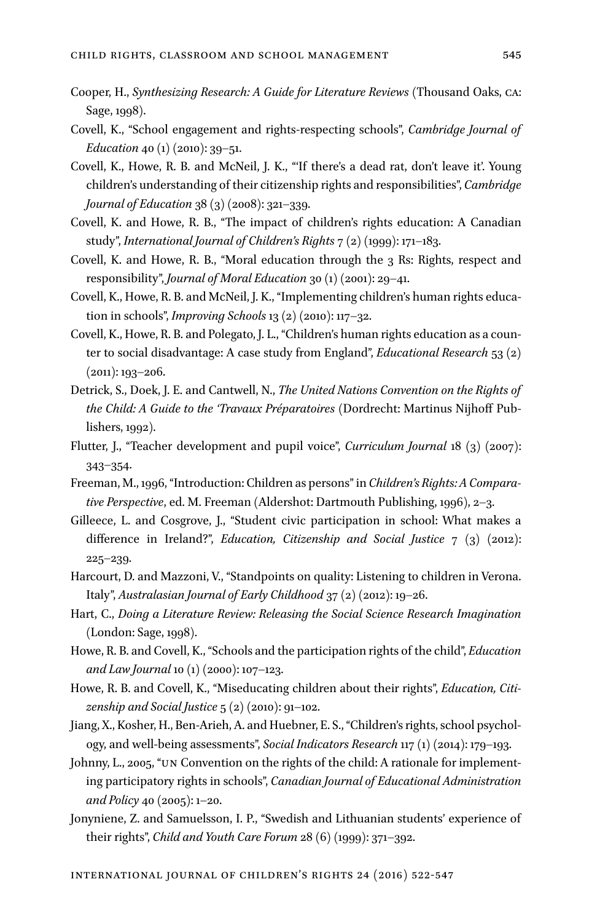Cooper, H., *Synthesizing Research: A Guide for Literature Reviews* (Thousand Oaks, CA: Sage, 1998).

Covell, K., "School engagement and rights-respecting schools", *Cambridge Journal of Education* 40 (1) (2010): 39–51.

Covell, K., Howe, R. B. and McNeil, J. K., "'If there's a dead rat, don't leave it'. Young children's understanding of their citizenship rights and responsibilities", *Cambridge Journal of Education* 38 (3) (2008): 321–339.

Covell, K. and Howe, R. B., "The impact of children's rights education: A Canadian study", *International Journal of Children's Rights* 7 (2) (1999): 171–183.

Covell, K. and Howe, R. B., "Moral education through the 3 Rs: Rights, respect and responsibility", *Journal of Moral Education* 30 (1) (2001): 29–41.

Covell, K., Howe, R. B. and McNeil, J. K., "Implementing children's human rights education in schools", *Improving Schools* 13 (2) (2010): 117–32.

Covell, K., Howe, R. B. and Polegato, J. L., "Children's human rights education as a counter to social disadvantage: A case study from England", *Educational Research* 53 (2) (2011): 193–206.

Detrick, S., Doek, J. E. and Cantwell, N., *The United Nations Convention on the Rights of the Child: A Guide to the 'Travaux Préparatoires* (Dordrecht: Martinus Nijhoff Publishers, 1992).

Flutter, J., "Teacher development and pupil voice", *Curriculum Journal* 18 (3) (2007): 343–354.

Freeman, M., 1996, "Introduction: Children as persons" in *Children's Rights: A Comparative Perspective*, ed. M. Freeman (Aldershot: Dartmouth Publishing, 1996), 2–3.

Gilleece, L. and Cosgrove, J., "Student civic participation in school: What makes a difference in Ireland?", *Education, Citizenship and Social Justice* 7 (3) (2012): 225–239.

Harcourt, D. and Mazzoni, V., "Standpoints on quality: Listening to children in Verona. Italy", *Australasian Journal of Early Childhood* 37 (2) (2012): 19–26.

Hart, C., *Doing a Literature Review: Releasing the Social Science Research Imagination* (London: Sage, 1998).

Howe, R. B. and Covell, K., "Schools and the participation rights of the child", *Education and Law Journal* 10 (1) (2000): 107–123.

Howe, R. B. and Covell, K., "Miseducating children about their rights", *Education, Citizenship and Social Justice* 5 (2) (2010): 91–102.

Jiang, X., Kosher, H., Ben-Arieh, A. and Huebner, E. S., "Children's rights, school psychology, and well-being assessments", *Social Indicators Research* 117 (1) (2014): 179–193.

Johnny, L., 2005, "UN Convention on the rights of the child: A rationale for implementing participatory rights in schools", *Canadian Journal of Educational Administration and Policy* 40 (2005): 1–20.

Jonyniene, Z. and Samuelsson, I. P., "Swedish and Lithuanian students' experience of their rights", *Child and Youth Care Forum* 28 (6) (1999): 371–392.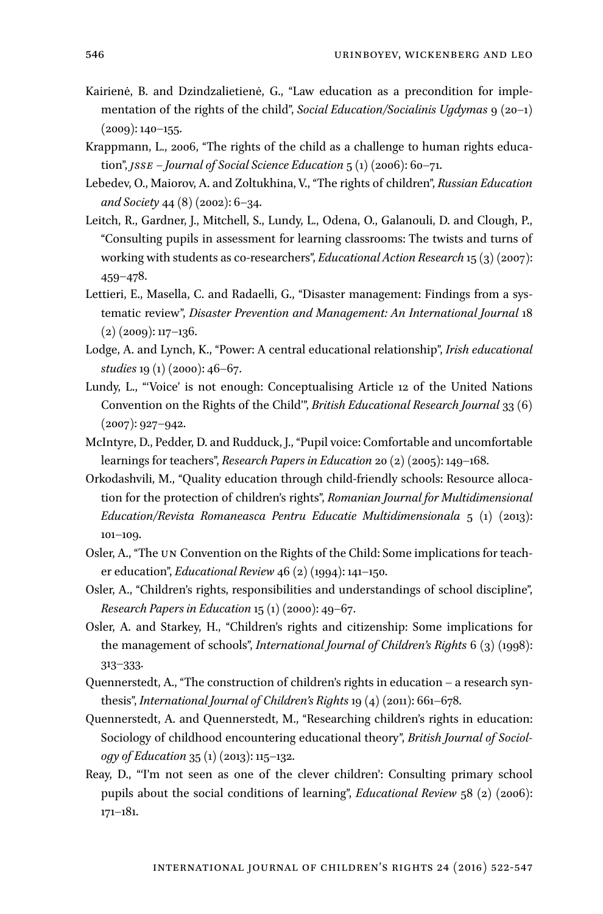Kairienė, B. and Dzindzalietienė, G., "Law education as a precondition for implementation of the rights of the child", *Social Education/Socialinis Ugdymas* 9 (20–1) (2009): 140–155.

Krappmann, L., 2006, "The rights of the child as a challenge to human rights education", *JSSE – Journal of Social Science Education* 5 (1) (2006): 60–71.

Lebedev, O., Maiorov, A. and Zoltukhina, V., "The rights of children", *Russian Education and Society* 44 (8) (2002): 6–34.

Leitch, R., Gardner, J., Mitchell, S., Lundy, L., Odena, O., Galanouli, D. and Clough, P., "Consulting pupils in assessment for learning classrooms: The twists and turns of working with students as co-researchers", *Educational Action Research* 15 (3) (2007): 459–478.

Lettieri, E., Masella, C. and Radaelli, G., "Disaster management: Findings from a systematic review", *Disaster Prevention and Management: An International Journal* 18 (2) (2009): 117–136.

Lodge, A. and Lynch, K., "Power: A central educational relationship", *Irish educational studies* 19 (1) (2000): 46–67.

Lundy, L., "'Voice' is not enough: Conceptualising Article 12 of the United Nations Convention on the Rights of the Child'", *British Educational Research Journal* 33 (6) (2007): 927–942.

McIntyre, D., Pedder, D. and Rudduck, J., "Pupil voice: Comfortable and uncomfortable learnings for teachers", *Research Papers in Education* 20 (2) (2005): 149–168.

Orkodashvili, M., "Quality education through child-friendly schools: Resource allocation for the protection of children's rights", *Romanian Journal for Multidimensional Education/Revista Romaneasca Pentru Educatie Multidimensionala* 5 (1) (2013): 101–109.

Osler, A., "The UN Convention on the Rights of the Child: Some implications for teacher education", *Educational Review* 46 (2) (1994): 141–150.

Osler, A., "Children's rights, responsibilities and understandings of school discipline", *Research Papers in Education* 15 (1) (2000): 49–67.

Osler, A. and Starkey, H., "Children's rights and citizenship: Some implications for the management of schools", *International Journal of Children's Rights* 6 (3) (1998): 313–333.

Quennerstedt, A., "The construction of children's rights in education – a research synthesis", *International Journal of Children's Rights* 19 (4) (2011): 661–678.

Quennerstedt, A. and Quennerstedt, M., "Researching children's rights in education: Sociology of childhood encountering educational theory", *British Journal of Sociology of Education* 35 (1) (2013): 115–132.

Reay, D., "'I'm not seen as one of the clever children': Consulting primary school pupils about the social conditions of learning", *Educational Review* 58 (2) (2006): 171–181.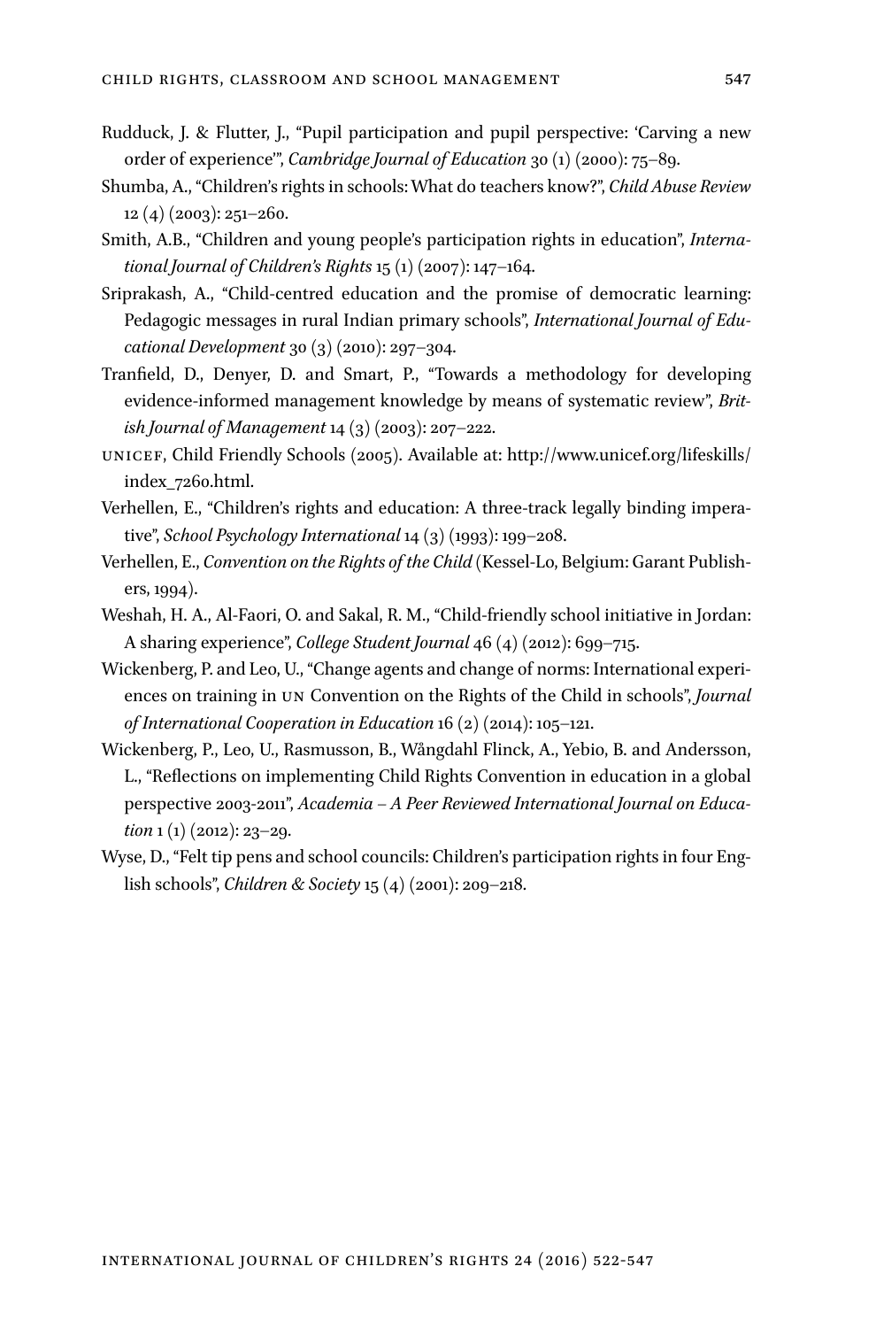Rudduck, J. & Flutter, J., "Pupil participation and pupil perspective: 'Carving a new order of experience'", *Cambridge Journal of Education* 30 (1) (2000): 75–89.

Shumba, A., "Children's rights in schools: What do teachers know?", *Child Abuse Review* 12 (4) (2003): 251–260.

Smith, A.B., "Children and young people's participation rights in education", *International Journal of Children's Rights* 15 (1) (2007): 147–164.

Sriprakash, A., "Child-centred education and the promise of democratic learning: Pedagogic messages in rural Indian primary schools", *International Journal of Educational Development* 30 (3) (2010): 297–304.

Tranfield, D., Denyer, D. and Smart, P., "Towards a methodology for developing evidence-informed management knowledge by means of systematic review", *British Journal of Management* 14 (3) (2003): 207–222.

UNICEF, Child Friendly Schools (2005). Available at: http://www.unicef.org/lifeskills/index_7260.html.

Verhellen, E., "Children's rights and education: A three-track legally binding imperative", *School Psychology International* 14 (3) (1993): 199–208.

Verhellen, E., *Convention on the Rights of the Child* (Kessel-Lo, Belgium: Garant Publishers, 1994).

Weshah, H. A., Al-Faori, O. and Sakal, R. M., "Child-friendly school initiative in Jordan: A sharing experience", *College Student Journal* 46 (4) (2012): 699–715.

Wickenberg, P. and Leo, U., "Change agents and change of norms: International experiences on training in UN Convention on the Rights of the Child in schools", *Journal of International Cooperation in Education* 16 (2) (2014): 105–121.

Wickenberg, P., Leo, U., Rasmusson, B., Wångdahl Flinck, A., Yebio, B. and Andersson, L., "Reflections on implementing Child Rights Convention in education in a global perspective 2003-2011", *Academia – A Peer Reviewed International Journal on Education* 1 (1) (2012): 23–29.

Wyse, D., "Felt tip pens and school councils: Children's participation rights in four English schools", *Children & Society* 15 (4) (2001): 209–218.